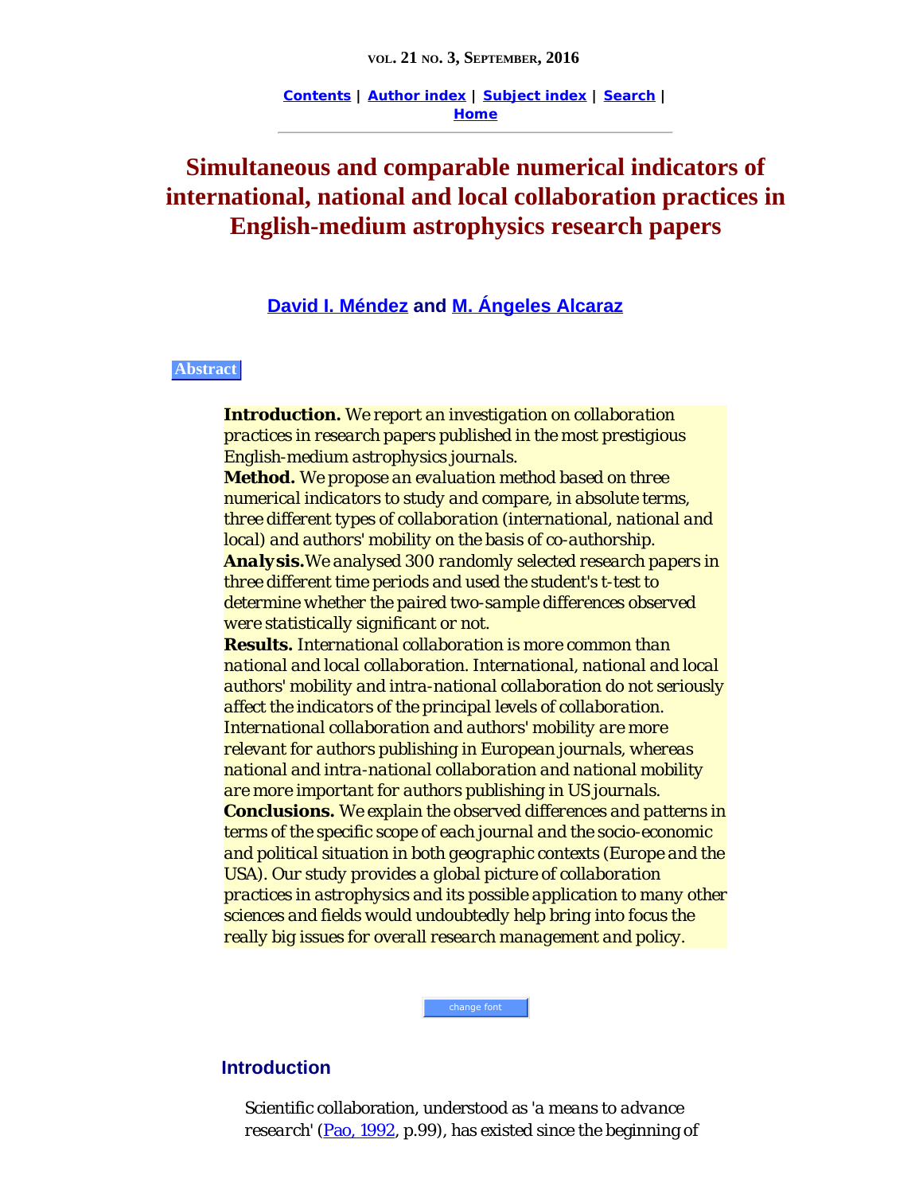# Simultaneous and comparable numerical indicators of international, national and local collaboration practices in English-medium astrophysics research papers

**David I. Méndez** and **M. Ángeles Alcaraz**

## Abstract

**Introduction.** We report an investigation on collaboration practices in research papers published in the most prestigious English-medium astrophysics journals.
**Method.** We propose an evaluation method based on three numerical indicators to study and compare, in absolute terms, three different types of collaboration (international, national and local) and authors' mobility on the basis of co-authorship.
**Analysis.** We analysed 300 randomly selected research papers in three different time periods and used the student's t-test to determine whether the paired two-sample differences observed were statistically significant or not.
**Results.** International collaboration is more common than national and local collaboration. International, national and local authors' mobility and intra-national collaboration do not seriously affect the indicators of the principal levels of collaboration. International collaboration and authors' mobility are more relevant for authors publishing in European journals, whereas national and intra-national collaboration and national mobility are more important for authors publishing in US journals.
**Conclusions.** We explain the observed differences and patterns in terms of the specific scope of each journal and the socio-economic and political situation in both geographic contexts (Europe and the USA). Our study provides a global picture of collaboration practices in astrophysics and its possible application to many other sciences and fields would undoubtedly help bring into focus the really big issues for overall research management and policy.

## Introduction

Scientific collaboration, understood as 'a means to advance research' (Pao, 1992, p.99), has existed since the beginning of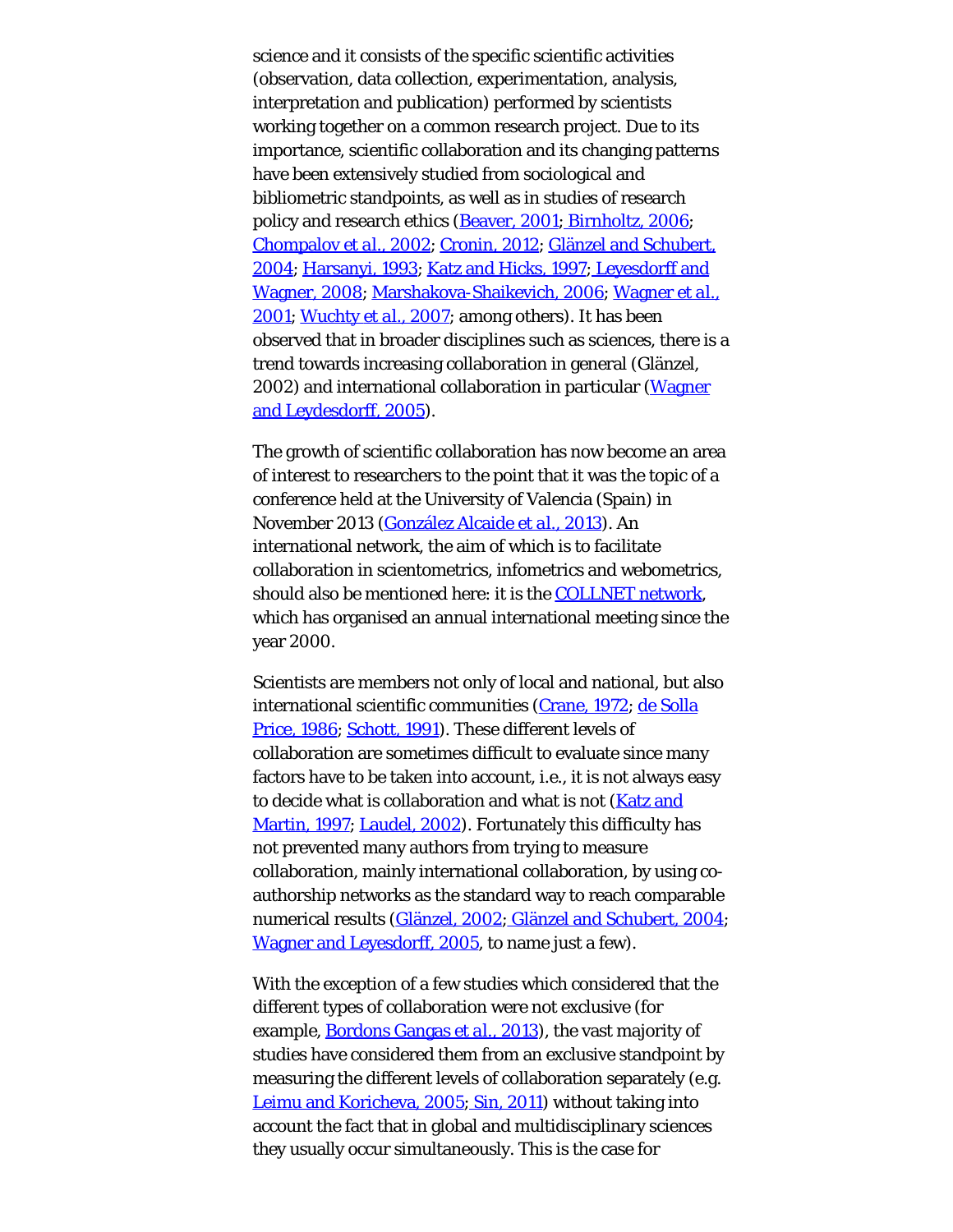science and it consists of the specific scientific activities (observation, data collection, experimentation, analysis, interpretation and publication) performed by scientists working together on a common research project. Due to its importance, scientific collaboration and its changing patterns have been extensively studied from sociological and bibliometric standpoints, as well as in studies of research policy and research ethics (Beaver, 2001; Birnholtz, 2006; Chompalov et al., 2002; Cronin, 2012; Glänzel and Schubert, 2004; Harsanyi, 1993; Katz and Hicks, 1997; Leyesdorff and Wagner, 2008; Marshakova-Shaikevich, 2006; Wagner et al., 2001; Wuchty et al., 2007; among others). It has been observed that in broader disciplines such as sciences, there is a trend towards increasing collaboration in general (Glänzel, 2002) and international collaboration in particular (Wagner and Leydesdorff, 2005).

The growth of scientific collaboration has now become an area of interest to researchers to the point that it was the topic of a conference held at the University of Valencia (Spain) in November 2013 (González Alcaide et al., 2013). An international network, the aim of which is to facilitate collaboration in scientometrics, infometrics and webometrics, should also be mentioned here: it is the COLLNET network, which has organised an annual international meeting since the year 2000.

Scientists are members not only of local and national, but also international scientific communities (Crane, 1972; de Solla Price, 1986; Schott, 1991). These different levels of collaboration are sometimes difficult to evaluate since many factors have to be taken into account, i.e., it is not always easy to decide what is collaboration and what is not (Katz and Martin, 1997; Laudel, 2002). Fortunately this difficulty has not prevented many authors from trying to measure collaboration, mainly international collaboration, by using co-authorship networks as the standard way to reach comparable numerical results (Glänzel, 2002; Glänzel and Schubert, 2004; Wagner and Leyesdorff, 2005, to name just a few).

With the exception of a few studies which considered that the different types of collaboration were not exclusive (for example, Bordons Gangas et al., 2013), the vast majority of studies have considered them from an exclusive standpoint by measuring the different levels of collaboration separately (e.g. Leimu and Koricheva, 2005; Sin, 2011) without taking into account the fact that in global and multidisciplinary sciences they usually occur simultaneously. This is the case for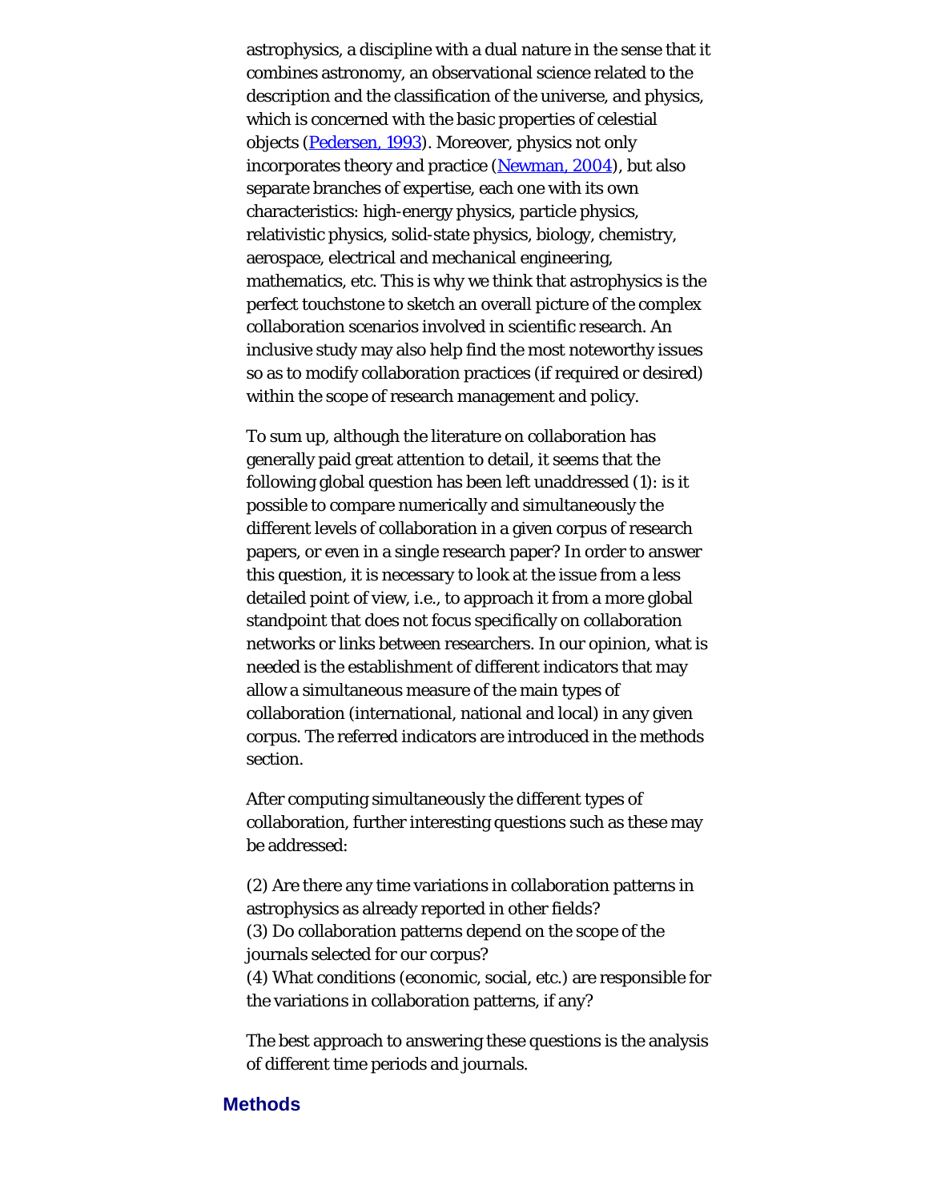astrophysics, a discipline with a dual nature in the sense that it combines astronomy, an observational science related to the description and the classification of the universe, and physics, which is concerned with the basic properties of celestial objects (Pedersen, 1993). Moreover, physics not only incorporates theory and practice (Newman, 2004), but also separate branches of expertise, each one with its own characteristics: high-energy physics, particle physics, relativistic physics, solid-state physics, biology, chemistry, aerospace, electrical and mechanical engineering, mathematics, etc. This is why we think that astrophysics is the perfect touchstone to sketch an overall picture of the complex collaboration scenarios involved in scientific research. An inclusive study may also help find the most noteworthy issues so as to modify collaboration practices (if required or desired) within the scope of research management and policy.

To sum up, although the literature on collaboration has generally paid great attention to detail, it seems that the following global question has been left unaddressed (1): is it possible to compare numerically and simultaneously the different levels of collaboration in a given corpus of research papers, or even in a single research paper? In order to answer this question, it is necessary to look at the issue from a less detailed point of view, i.e., to approach it from a more global standpoint that does not focus specifically on collaboration networks or links between researchers. In our opinion, what is needed is the establishment of different indicators that may allow a simultaneous measure of the main types of collaboration (international, national and local) in any given corpus. The referred indicators are introduced in the methods section.

After computing simultaneously the different types of collaboration, further interesting questions such as these may be addressed:

(2) Are there any time variations in collaboration patterns in astrophysics as already reported in other fields?
(3) Do collaboration patterns depend on the scope of the journals selected for our corpus?
(4) What conditions (economic, social, etc.) are responsible for the variations in collaboration patterns, if any?

The best approach to answering these questions is the analysis of different time periods and journals.

## Methods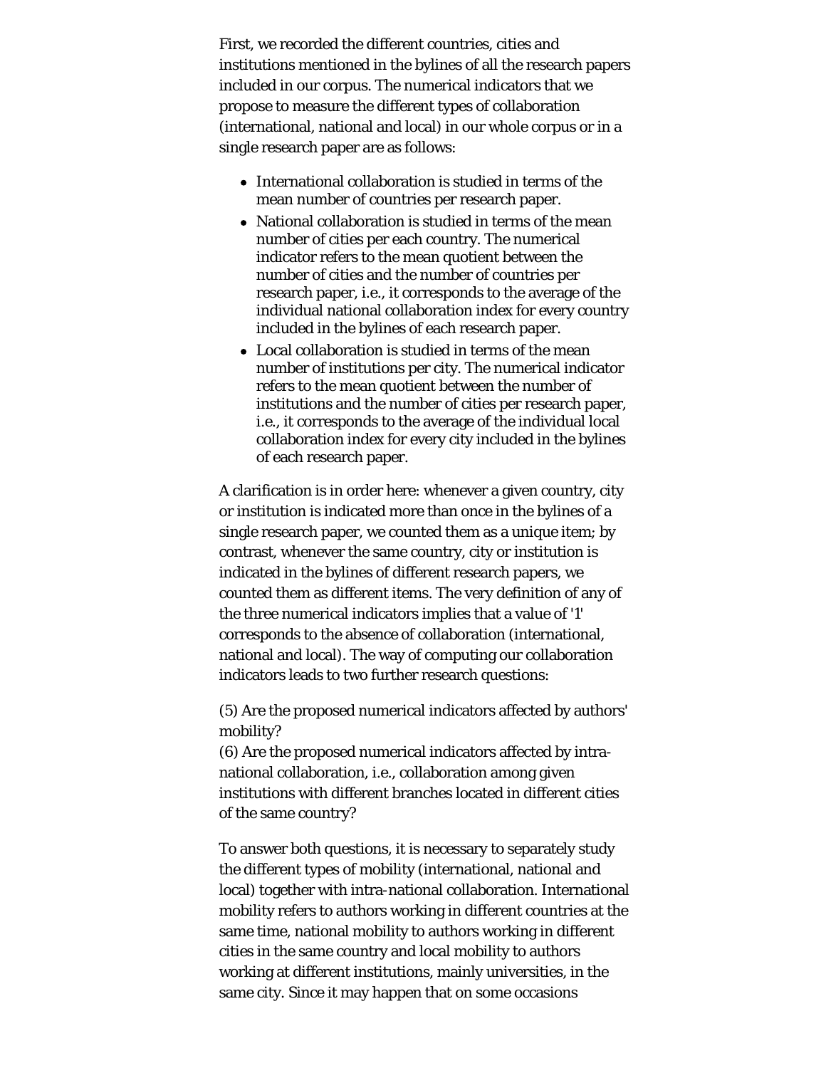First, we recorded the different countries, cities and institutions mentioned in the bylines of all the research papers included in our corpus. The numerical indicators that we propose to measure the different types of collaboration (international, national and local) in our whole corpus or in a single research paper are as follows:

- International collaboration is studied in terms of the mean number of countries per research paper.
- National collaboration is studied in terms of the mean number of cities per each country. The numerical indicator refers to the mean quotient between the number of cities and the number of countries per research paper, i.e., it corresponds to the average of the individual national collaboration index for every country included in the bylines of each research paper.
- Local collaboration is studied in terms of the mean number of institutions per city. The numerical indicator refers to the mean quotient between the number of institutions and the number of cities per research paper, i.e., it corresponds to the average of the individual local collaboration index for every city included in the bylines of each research paper.

A clarification is in order here: whenever a given country, city or institution is indicated more than once in the bylines of a single research paper, we counted them as a unique item; by contrast, whenever the same country, city or institution is indicated in the bylines of different research papers, we counted them as different items. The very definition of any of the three numerical indicators implies that a value of '1' corresponds to the absence of collaboration (international, national and local). The way of computing our collaboration indicators leads to two further research questions:

(5) Are the proposed numerical indicators affected by authors' mobility?  
(6) Are the proposed numerical indicators affected by intra-national collaboration, i.e., collaboration among given institutions with different branches located in different cities of the same country?

To answer both questions, it is necessary to separately study the different types of mobility (international, national and local) together with intra-national collaboration. International mobility refers to authors working in different countries at the same time, national mobility to authors working in different cities in the same country and local mobility to authors working at different institutions, mainly universities, in the same city. Since it may happen that on some occasions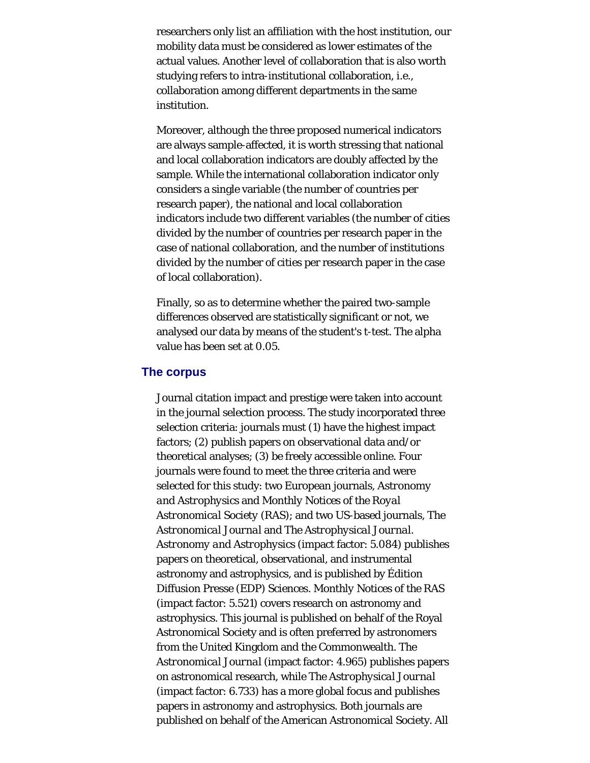researchers only list an affiliation with the host institution, our mobility data must be considered as lower estimates of the actual values. Another level of collaboration that is also worth studying refers to intra-institutional collaboration, i.e., collaboration among different departments in the same institution.

Moreover, although the three proposed numerical indicators are always sample-affected, it is worth stressing that national and local collaboration indicators are doubly affected by the sample. While the international collaboration indicator only considers a single variable (the number of countries per research paper), the national and local collaboration indicators include two different variables (the number of cities divided by the number of countries per research paper in the case of national collaboration, and the number of institutions divided by the number of cities per research paper in the case of local collaboration).

Finally, so as to determine whether the paired two-sample differences observed are statistically significant or not, we analysed our data by means of the student's *t*-test. The alpha value has been set at 0.05.

## The corpus

Journal citation impact and prestige were taken into account in the journal selection process. The study incorporated three selection criteria: journals must (1) have the highest impact factors; (2) publish papers on observational data and/or theoretical analyses; (3) be freely accessible online. Four journals were found to meet the three criteria and were selected for this study: two European journals, *Astronomy and Astrophysics* and *Monthly Notices of the Royal Astronomical Society* (RAS); and two US-based journals, *The Astronomical Journal* and *The Astrophysical Journal*. *Astronomy and Astrophysics* (impact factor: 5.084) publishes papers on theoretical, observational, and instrumental astronomy and astrophysics, and is published by Édition Diffusion Presse (EDP) Sciences. *Monthly Notices of the RAS* (impact factor: 5.521) covers research on astronomy and astrophysics. This journal is published on behalf of the Royal Astronomical Society and is often preferred by astronomers from the United Kingdom and the Commonwealth. *The Astronomical Journal* (impact factor: 4.965) publishes papers on astronomical research, while *The Astrophysical Journal* (impact factor: 6.733) has a more global focus and publishes papers in astronomy and astrophysics. Both journals are published on behalf of the American Astronomical Society. All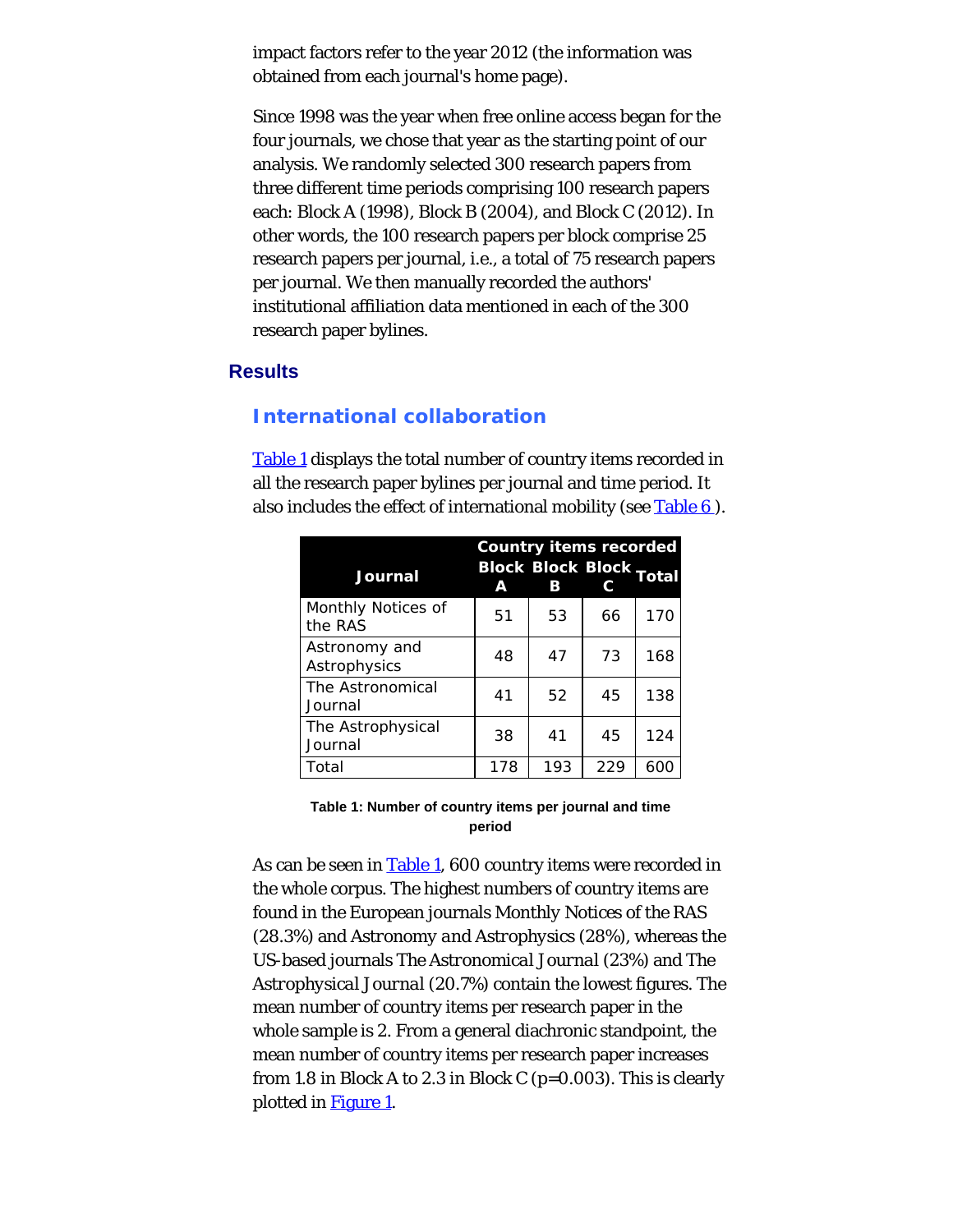impact factors refer to the year 2012 (the information was obtained from each journal's home page).

Since 1998 was the year when free online access began for the four journals, we chose that year as the starting point of our analysis. We randomly selected 300 research papers from three different time periods comprising 100 research papers each: Block A (1998), Block B (2004), and Block C (2012). In other words, the 100 research papers per block comprise 25 research papers per journal, i.e., a total of 75 research papers per journal. We then manually recorded the authors' institutional affiliation data mentioned in each of the 300 research paper bylines.

## Results

### International collaboration

Table 1 displays the total number of country items recorded in all the research paper bylines per journal and time period. It also includes the effect of international mobility (see Table 6 ).

| Journal | Country items recorded | | | |
|---|---|---|---|---|
| | Block A | Block B | Block C | Total |
| Monthly Notices of the RAS | 51 | 53 | 66 | 170 |
| Astronomy and Astrophysics | 48 | 47 | 73 | 168 |
| The Astronomical Journal | 41 | 52 | 45 | 138 |
| The Astrophysical Journal | 38 | 41 | 45 | 124 |
| Total | 178 | 193 | 229 | 600 |

**Table 1: Number of country items per journal and time period**

As can be seen in Table 1, 600 country items were recorded in the whole corpus. The highest numbers of country items are found in the European journals Monthly Notices of the RAS (28.3%) and *Astronomy and Astrophysics* (28%), whereas the US-based journals *The Astronomical Journal* (23%) and *The Astrophysical Journal* (20.7%) contain the lowest figures. The mean number of country items per research paper in the whole sample is 2. From a general diachronic standpoint, the mean number of country items per research paper increases from 1.8 in Block A to 2.3 in Block C ($p=0.003$). This is clearly plotted in Figure 1.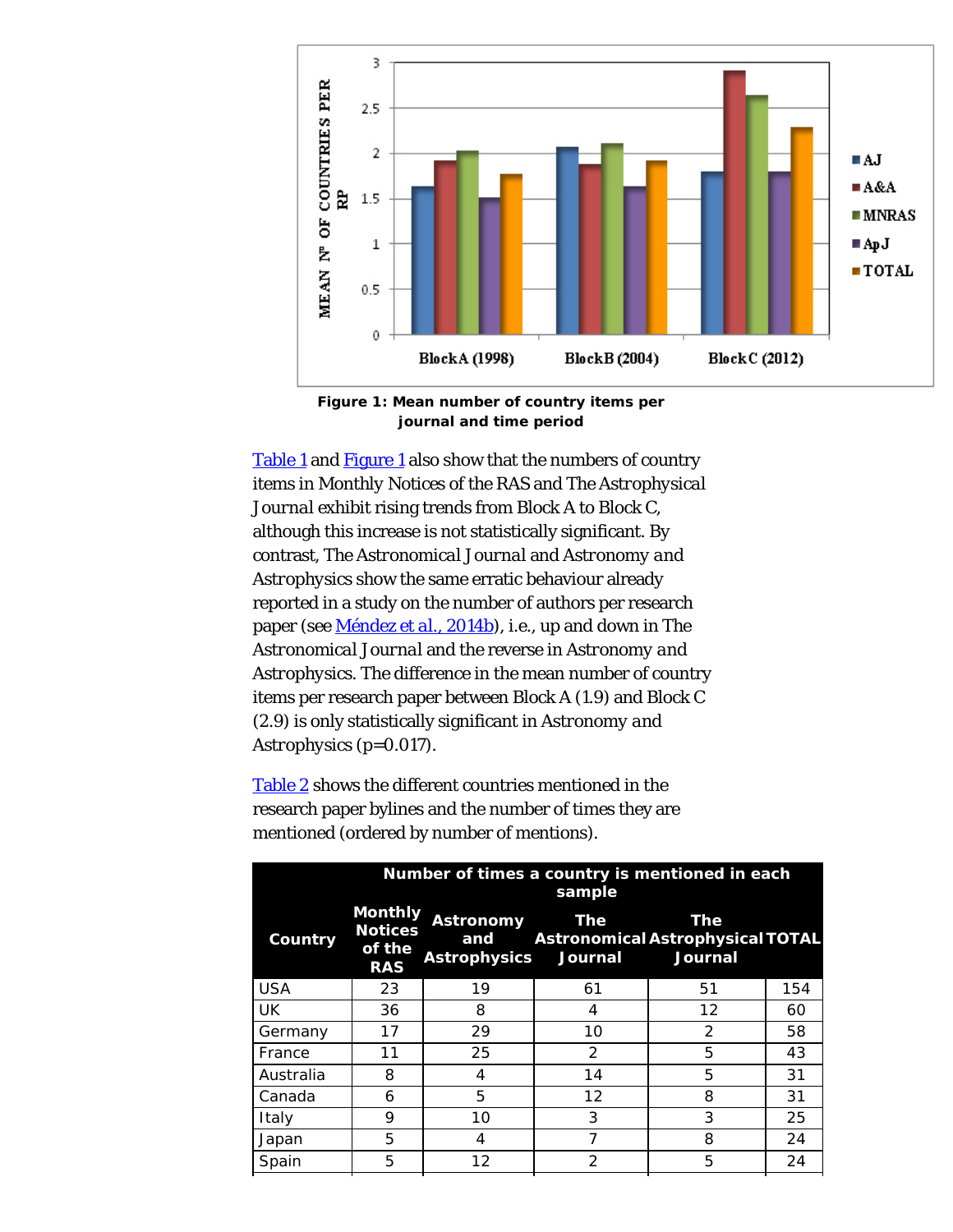Figure 1: Mean number of country items per journal and time period

Table 1 and Figure 1 also show that the numbers of country items in Monthly Notices of the RAS and The Astrophysical Journal exhibit rising trends from Block A to Block C, although this increase is not statistically significant. By contrast, The Astronomical Journal and Astronomy and Astrophysics show the same erratic behaviour already reported in a study on the number of authors per research paper (see Méndez et al., 2014b), i.e., up and down in The Astronomical Journal and the reverse in Astronomy and Astrophysics. The difference in the mean number of country items per research paper between Block A (1.9) and Block C (2.9) is only statistically significant in Astronomy and Astrophysics ($p=0.017$).

Table 2 shows the different countries mentioned in the research paper bylines and the number of times they are mentioned (ordered by number of mentions).

| Country | Number of times a country is mentioned in each sample | | | | |
|---|---|---|---|---|---|
| | Monthly Notices of the RAS | Astronomy and Astrophysics | The Astronomical Journal | The Astrophysical Journal | TOTAL |
| USA | 23 | 19 | 61 | 51 | 154 |
| UK | 36 | 8 | 4 | 12 | 60 |
| Germany | 17 | 29 | 10 | 2 | 58 |
| France | 11 | 25 | 2 | 5 | 43 |
| Australia | 8 | 4 | 14 | 5 | 31 |
| Canada | 6 | 5 | 12 | 8 | 31 |
| Italy | 9 | 10 | 3 | 3 | 25 |
| Japan | 5 | 4 | 7 | 8 | 24 |
| Spain | 5 | 12 | 2 | 5 | 24 |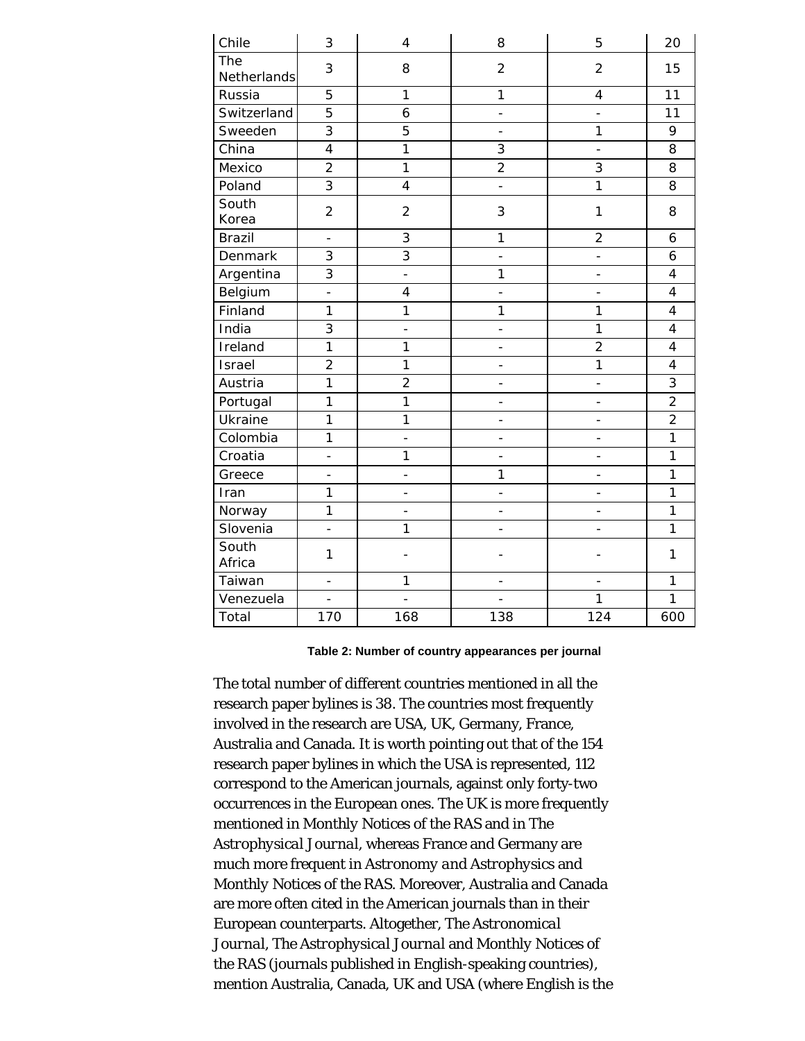| Chile | 3 | 4 | 8 | 5 | 20 |
|---|---|---|---|---|---|
| The Netherlands | 3 | 8 | 2 | 2 | 15 |
| Russia | 5 | 1 | 1 | 4 | 11 |
| Switzerland | 5 | 6 | - | - | 11 |
| Sweeden | 3 | 5 | - | 1 | 9 |
| China | 4 | 1 | 3 | - | 8 |
| Mexico | 2 | 1 | 2 | 3 | 8 |
| Poland | 3 | 4 | - | 1 | 8 |
| South Korea | 2 | 2 | 3 | 1 | 8 |
| Brazil | - | 3 | 1 | 2 | 6 |
| Denmark | 3 | 3 | - | - | 6 |
| Argentina | 3 | - | 1 | - | 4 |
| Belgium | - | 4 | - | - | 4 |
| Finland | 1 | 1 | 1 | 1 | 4 |
| India | 3 | - | - | 1 | 4 |
| Ireland | 1 | 1 | - | 2 | 4 |
| Israel | 2 | 1 | - | 1 | 4 |
| Austria | 1 | 2 | - | - | 3 |
| Portugal | 1 | 1 | - | - | 2 |
| Ukraine | 1 | 1 | - | - | 2 |
| Colombia | 1 | - | - | - | 1 |
| Croatia | - | 1 | - | - | 1 |
| Greece | - | - | 1 | - | 1 |
| Iran | 1 | - | - | - | 1 |
| Norway | 1 | - | - | - | 1 |
| Slovenia | - | 1 | - | - | 1 |
| South Africa | 1 | - | - | - | 1 |
| Taiwan | - | 1 | - | - | 1 |
| Venezuela | - | - | - | 1 | 1 |
| Total | 170 | 168 | 138 | 124 | 600 |

**Table 2: Number of country appearances per journal**

The total number of different countries mentioned in all the research paper bylines is 38. The countries most frequently involved in the research are USA, UK, Germany, France, Australia and Canada. It is worth pointing out that of the 154 research paper bylines in which the USA is represented, 112 correspond to the American journals, against only forty-two occurrences in the European ones. The UK is more frequently mentioned in Monthly Notices of the RAS and in *The Astrophysical Journal*, whereas France and Germany are much more frequent in *Astronomy and Astrophysics* and Monthly Notices of the RAS. Moreover, Australia and Canada are more often cited in the American journals than in their European counterparts. Altogether, *The Astronomical Journal*, *The Astrophysical Journal* and Monthly Notices of the RAS (journals published in English-speaking countries), mention Australia, Canada, UK and USA (where English is the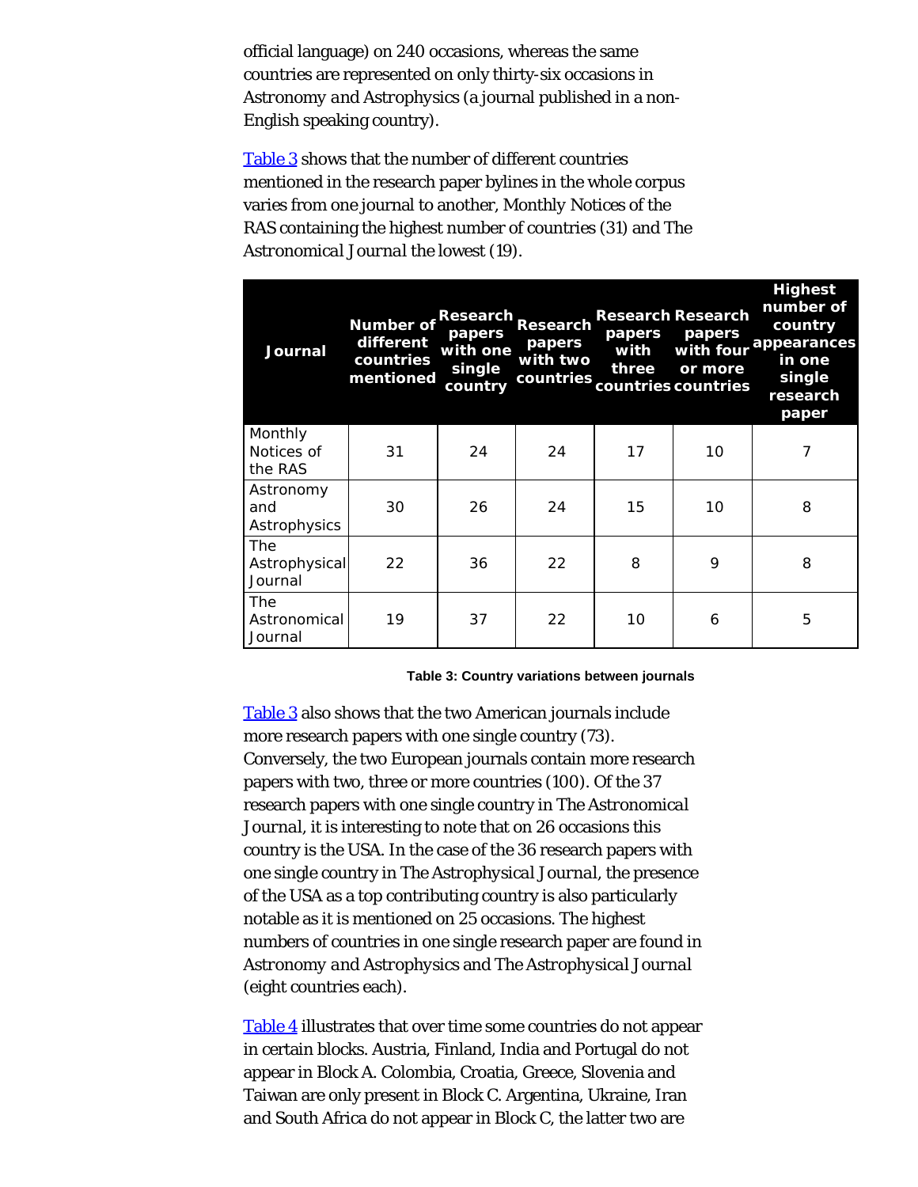official language) on 240 occasions, whereas the same countries are represented on only thirty-six occasions in *Astronomy and Astrophysics* (a journal published in a non-English speaking country).

[Table 3](#) shows that the number of different countries mentioned in the research paper bylines in the whole corpus varies from one journal to another, Monthly Notices of the RAS containing the highest number of countries (31) and The *Astronomical Journal* the lowest (19).

| Journal | Number of different countries mentioned | Research papers with one single country | Research papers with two countries | Research papers with three countries | Research papers with four or more countries | Highest number of country appearances in one single research paper |
|---|---|---|---|---|---|---|
| Monthly Notices of the RAS | 31 | 24 | 24 | 17 | 10 | 7 |
| Astronomy and Astrophysics | 30 | 26 | 24 | 15 | 10 | 8 |
| The Astrophysical Journal | 22 | 36 | 22 | 8 | 9 | 8 |
| The Astronomical Journal | 19 | 37 | 22 | 10 | 6 | 5 |

**Table 3: Country variations between journals**

[Table 3](#) also shows that the two American journals include more research papers with one single country (73). Conversely, the two European journals contain more research papers with two, three or more countries (100). Of the 37 research papers with one single country in The *Astronomical Journal*, it is interesting to note that on 26 occasions this country is the USA. In the case of the 36 research papers with one single country in The *Astrophysical Journal*, the presence of the USA as a top contributing country is also particularly notable as it is mentioned on 25 occasions. The highest numbers of countries in one single research paper are found in *Astronomy and Astrophysics* and The *Astrophysical Journal* (eight countries each).

[Table 4](#) illustrates that over time some countries do not appear in certain blocks. Austria, Finland, India and Portugal do not appear in Block A. Colombia, Croatia, Greece, Slovenia and Taiwan are only present in Block C. Argentina, Ukraine, Iran and South Africa do not appear in Block C, the latter two are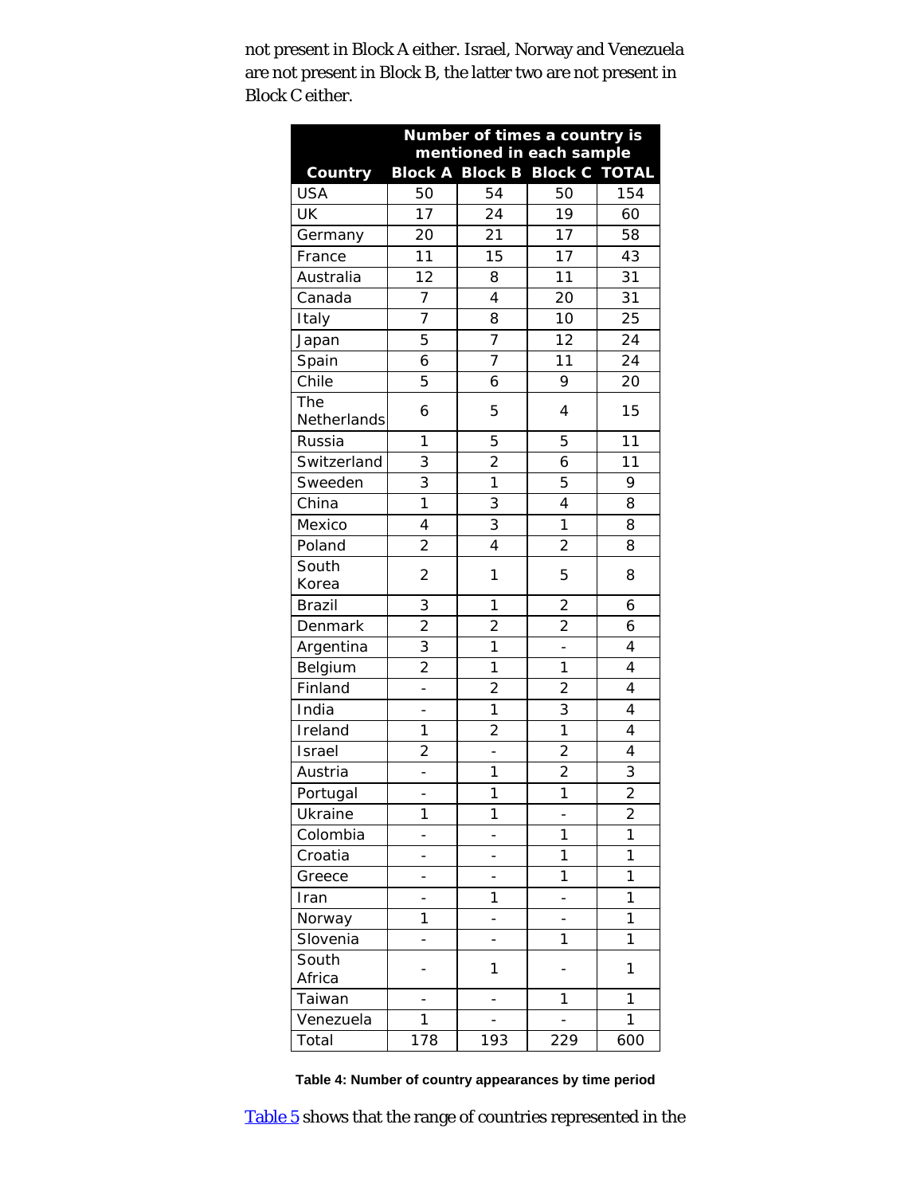not present in Block A either. Israel, Norway and Venezuela are not present in Block B, the latter two are not present in Block C either.

| Country | Number of times a country is mentioned in each sample | | | |
|---|---|---|---|---|
| | Block A | Block B | Block C | TOTAL |
| USA | 50 | 54 | 50 | 154 |
| UK | 17 | 24 | 19 | 60 |
| Germany | 20 | 21 | 17 | 58 |
| France | 11 | 15 | 17 | 43 |
| Australia | 12 | 8 | 11 | 31 |
| Canada | 7 | 4 | 20 | 31 |
| Italy | 7 | 8 | 10 | 25 |
| Japan | 5 | 7 | 12 | 24 |
| Spain | 6 | 7 | 11 | 24 |
| Chile | 5 | 6 | 9 | 20 |
| The Netherlands | 6 | 5 | 4 | 15 |
| Russia | 1 | 5 | 5 | 11 |
| Switzerland | 3 | 2 | 6 | 11 |
| Sweeden | 3 | 1 | 5 | 9 |
| China | 1 | 3 | 4 | 8 |
| Mexico | 4 | 3 | 1 | 8 |
| Poland | 2 | 4 | 2 | 8 |
| South Korea | 2 | 1 | 5 | 8 |
| Brazil | 3 | 1 | 2 | 6 |
| Denmark | 2 | 2 | 2 | 6 |
| Argentina | 3 | 1 | - | 4 |
| Belgium | 2 | 1 | 1 | 4 |
| Finland | - | 2 | 2 | 4 |
| India | - | 1 | 3 | 4 |
| Ireland | 1 | 2 | 1 | 4 |
| Israel | 2 | - | 2 | 4 |
| Austria | - | 1 | 2 | 3 |
| Portugal | - | 1 | 1 | 2 |
| Ukraine | 1 | 1 | - | 2 |
| Colombia | - | - | 1 | 1 |
| Croatia | - | - | 1 | 1 |
| Greece | - | - | 1 | 1 |
| Iran | - | 1 | - | 1 |
| Norway | 1 | - | - | 1 |
| Slovenia | - | - | 1 | 1 |
| South Africa | - | 1 | - | 1 |
| Taiwan | - | - | 1 | 1 |
| Venezuela | 1 | - | - | 1 |
| Total | 178 | 193 | 229 | 600 |

**Table 4: Number of country appearances by time period**

Table 5 shows that the range of countries represented in the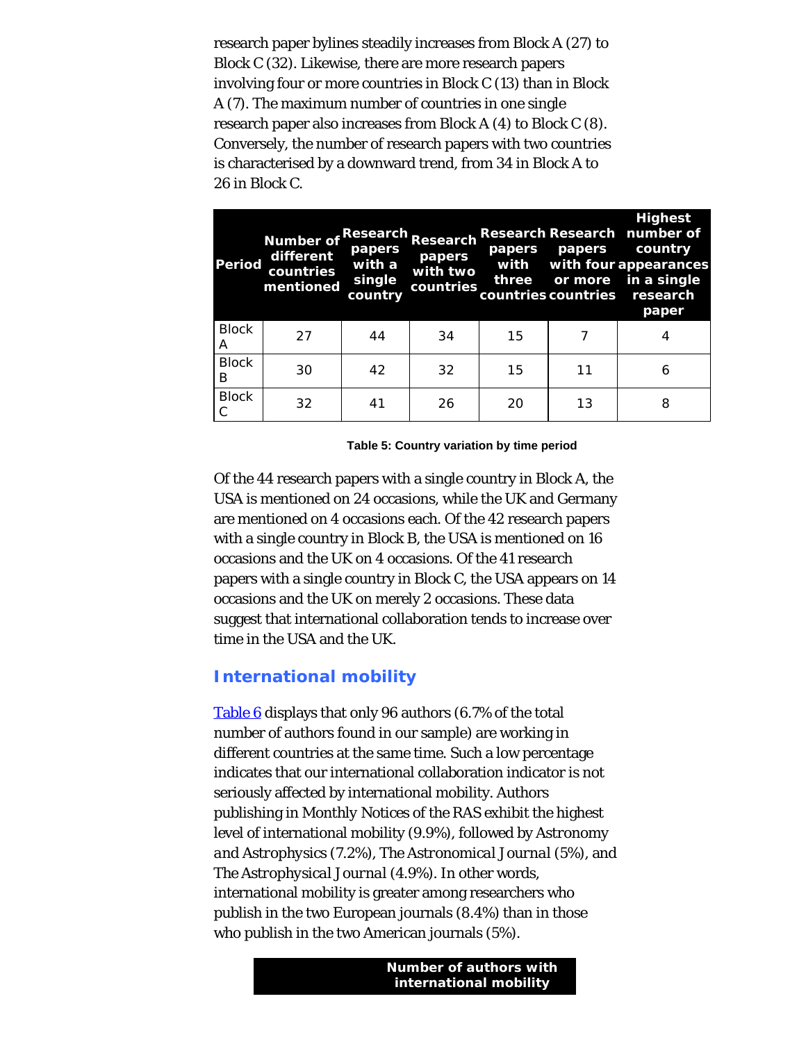research paper bylines steadily increases from Block A (27) to Block C (32). Likewise, there are more research papers involving four or more countries in Block C (13) than in Block A (7). The maximum number of countries in one single research paper also increases from Block A (4) to Block C (8). Conversely, the number of research papers with two countries is characterised by a downward trend, from 34 in Block A to 26 in Block C.

| Period | Number of different countries mentioned | Research papers with a single country | Research papers with two countries | Research papers with three countries | Research papers with four or more countries | Highest number of country appearances in a single research paper |
|---|---|---|---|---|---|---|
| Block A | 27 | 44 | 34 | 15 | 7 | 4 |
| Block B | 30 | 42 | 32 | 15 | 11 | 6 |
| Block C | 32 | 41 | 26 | 20 | 13 | 8 |

**Table 5: Country variation by time period**

Of the 44 research papers with a single country in Block A, the USA is mentioned on 24 occasions, while the UK and Germany are mentioned on 4 occasions each. Of the 42 research papers with a single country in Block B, the USA is mentioned on 16 occasions and the UK on 4 occasions. Of the 41 research papers with a single country in Block C, the USA appears on 14 occasions and the UK on merely 2 occasions. These data suggest that international collaboration tends to increase over time in the USA and the UK.

## International mobility

Table 6 displays that only 96 authors (6.7% of the total number of authors found in our sample) are working in different countries at the same time. Such a low percentage indicates that our international collaboration indicator is not seriously affected by international mobility. Authors publishing in Monthly Notices of the RAS exhibit the highest level of international mobility (9.9%), followed by *Astronomy and Astrophysics* (7.2%), *The Astronomical Journal* (5%), and *The Astrophysical Journal* (4.9%). In other words, international mobility is greater among researchers who publish in the two European journals (8.4%) than in those who publish in the two American journals (5%).

| | Number of authors with international mobility |
|---|---|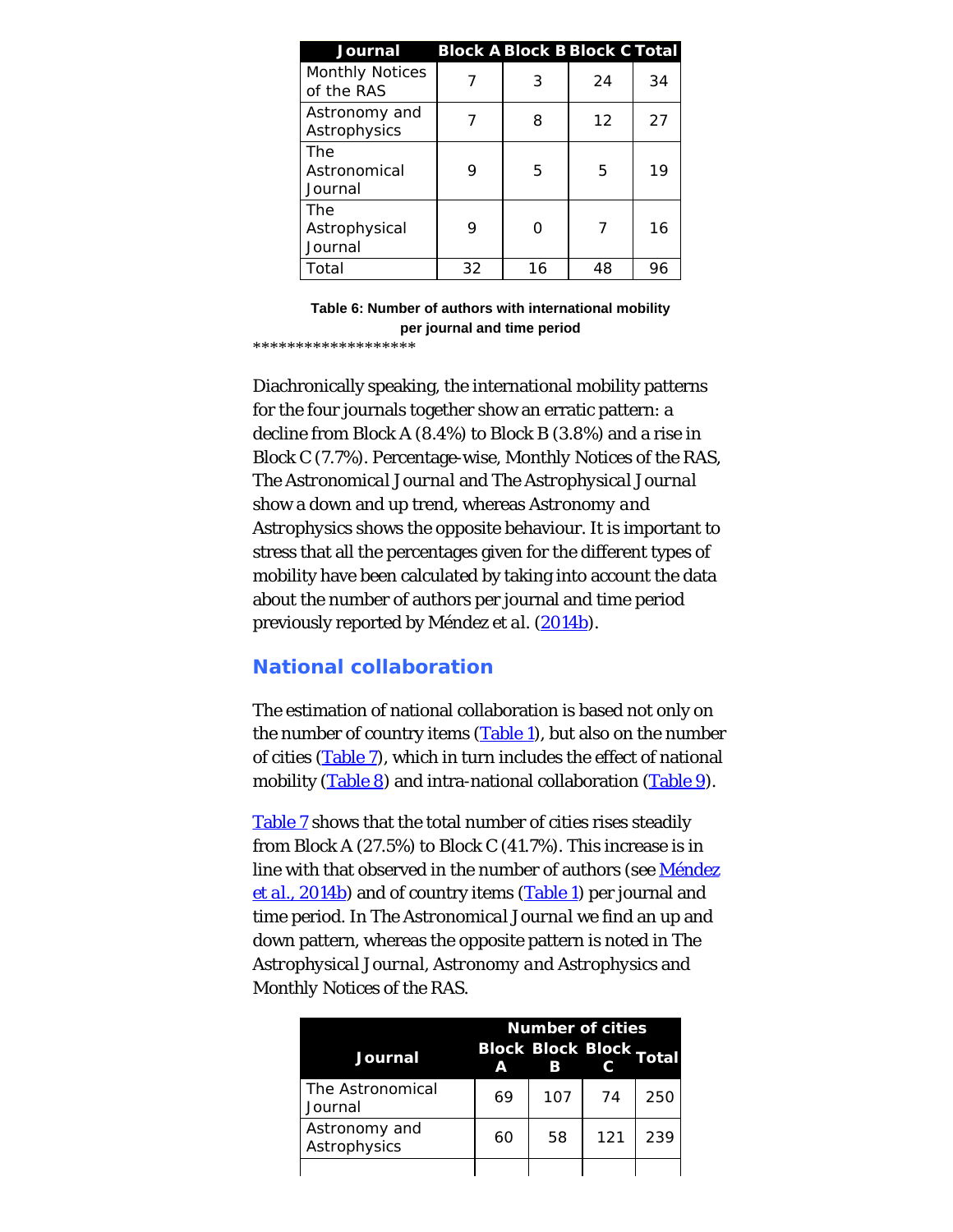| Journal | Block A | Block B | Block C | Total |
|---|---|---|---|---|
| Monthly Notices of the RAS | 7 | 3 | 24 | 34 |
| Astronomy and Astrophysics | 7 | 8 | 12 | 27 |
| The Astronomical Journal | 9 | 5 | 5 | 19 |
| The Astrophysical Journal | 9 | 0 | 7 | 16 |
| Total | 32 | 16 | 48 | 96 |

**Table 6: Number of authors with international mobility per journal and time period**

*******************

Diachronically speaking, the international mobility patterns for the four journals together show an erratic pattern: a decline from Block A (8.4%) to Block B (3.8%) and a rise in Block C (7.7%). Percentage-wise, Monthly Notices of the RAS, *The Astronomical Journal* and *The Astrophysical Journal* show a down and up trend, whereas *Astronomy and Astrophysics* shows the opposite behaviour. It is important to stress that all the percentages given for the different types of mobility have been calculated by taking into account the data about the number of authors per journal and time period previously reported by Méndez *et al.* (2014b).

## National collaboration

The estimation of national collaboration is based not only on the number of country items (Table 1), but also on the number of cities (Table 7), which in turn includes the effect of national mobility (Table 8) and intra-national collaboration (Table 9).

Table 7 shows that the total number of cities rises steadily from Block A (27.5%) to Block C (41.7%). This increase is in line with that observed in the number of authors (see Méndez et al., 2014b) and of country items (Table 1) per journal and time period. In *The Astronomical Journal* we find an up and down pattern, whereas the opposite pattern is noted in *The Astrophysical Journal*, *Astronomy and Astrophysics* and Monthly Notices of the RAS.

| Journal | Number of cities | | | |
|---|---|---|---|---|
| | Block A | Block B | Block C | Total |
| The Astronomical Journal | 69 | 107 | 74 | 250 |
| Astronomy and Astrophysics | 60 | 58 | 121 | 239 |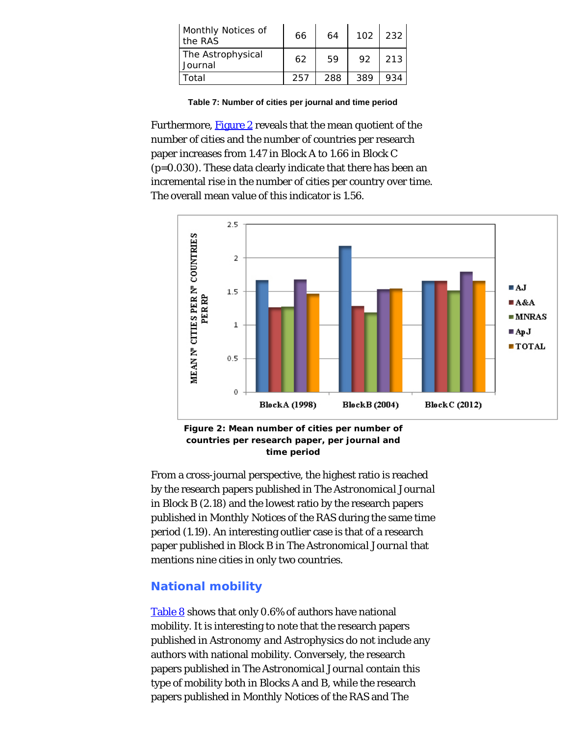| Monthly Notices of the RAS | 66 | 64 | 102 | 232 |
|---|---|---|---|---|
| The Astrophysical Journal | 62 | 59 | 92 | 213 |
| Total | 257 | 288 | 389 | 934 |

**Table 7: Number of cities per journal and time period**

Furthermore, Figure 2 reveals that the mean quotient of the number of cities and the number of countries per research paper increases from 1.47 in Block A to 1.66 in Block C ($p=0.030$). These data clearly indicate that there has been an incremental rise in the number of cities per country over time. The overall mean value of this indicator is 1.56.

**Figure 2: Mean number of cities per number of countries per research paper, per journal and time period**

From a cross-journal perspective, the highest ratio is reached by the research papers published in The Astronomical Journal in Block B (2.18) and the lowest ratio by the research papers published in Monthly Notices of the RAS during the same time period (1.19). An interesting outlier case is that of a research paper published in Block B in The Astronomical Journal that mentions nine cities in only two countries.

## National mobility

Table 8 shows that only 0.6% of authors have national mobility. It is interesting to note that the research papers published in Astronomy and Astrophysics do not include any authors with national mobility. Conversely, the research papers published in The Astronomical Journal contain this type of mobility both in Blocks A and B, while the research papers published in Monthly Notices of the RAS and The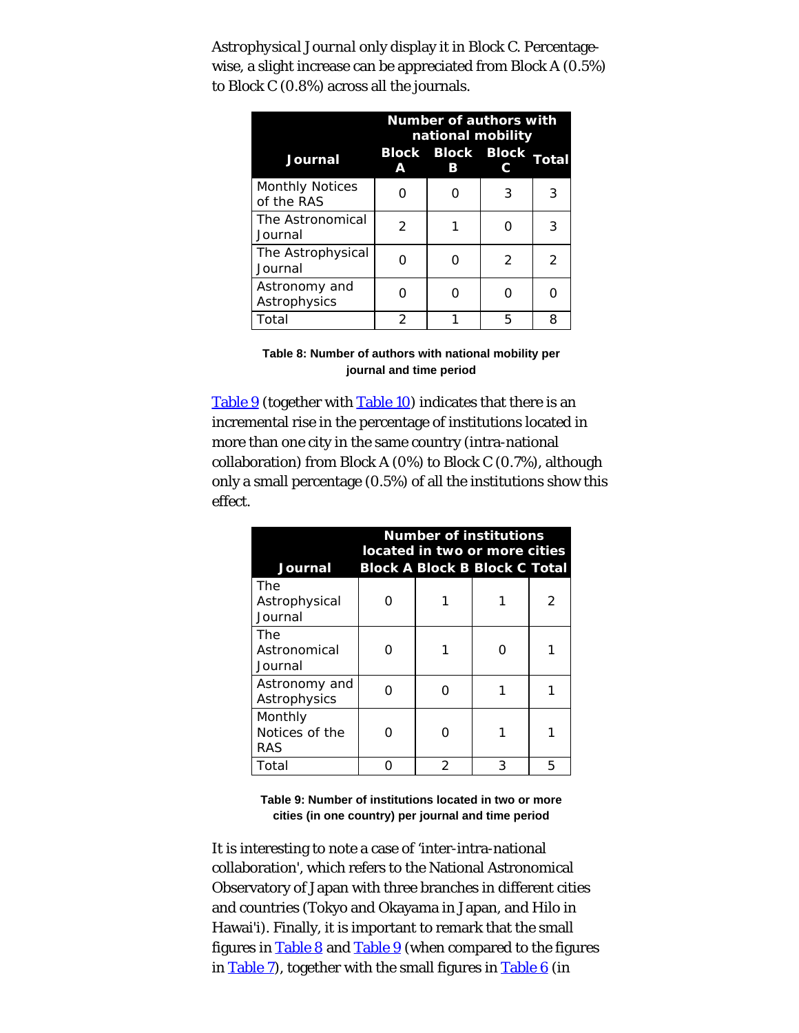*Astrophysical Journal* only display it in Block C. Percentage-wise, a slight increase can be appreciated from Block A (0.5%) to Block C (0.8%) across all the journals.

| Journal | Number of authors with national mobility | | | |
|---|---|---|---|---|
| | Block A | Block B | Block C | Total |
| Monthly Notices of the RAS | 0 | 0 | 3 | 3 |
| The Astronomical Journal | 2 | 1 | 0 | 3 |
| The Astrophysical Journal | 0 | 0 | 2 | 2 |
| Astronomy and Astrophysics | 0 | 0 | 0 | 0 |
| Total | 2 | 1 | 5 | 8 |

**Table 8: Number of authors with national mobility per journal and time period**

Table 9 (together with Table 10) indicates that there is an incremental rise in the percentage of institutions located in more than one city in the same country (intra-national collaboration) from Block A (0%) to Block C (0.7%), although only a small percentage (0.5%) of all the institutions show this effect.

| Journal | Number of institutions located in two or more cities | | | |
|---|---|---|---|---|
| | Block A | Block B | Block C | Total |
| The Astrophysical Journal | 0 | 1 | 1 | 2 |
| The Astronomical Journal | 0 | 1 | 0 | 1 |
| Astronomy and Astrophysics | 0 | 0 | 1 | 1 |
| Monthly Notices of the RAS | 0 | 0 | 1 | 1 |
| Total | 0 | 2 | 3 | 5 |

**Table 9: Number of institutions located in two or more cities (in one country) per journal and time period**

It is interesting to note a case of 'inter-intra-national collaboration', which refers to the National Astronomical Observatory of Japan with three branches in different cities and countries (Tokyo and Okayama in Japan, and Hilo in Hawai'i). Finally, it is important to remark that the small figures in Table 8 and Table 9 (when compared to the figures in Table 7), together with the small figures in Table 6 (in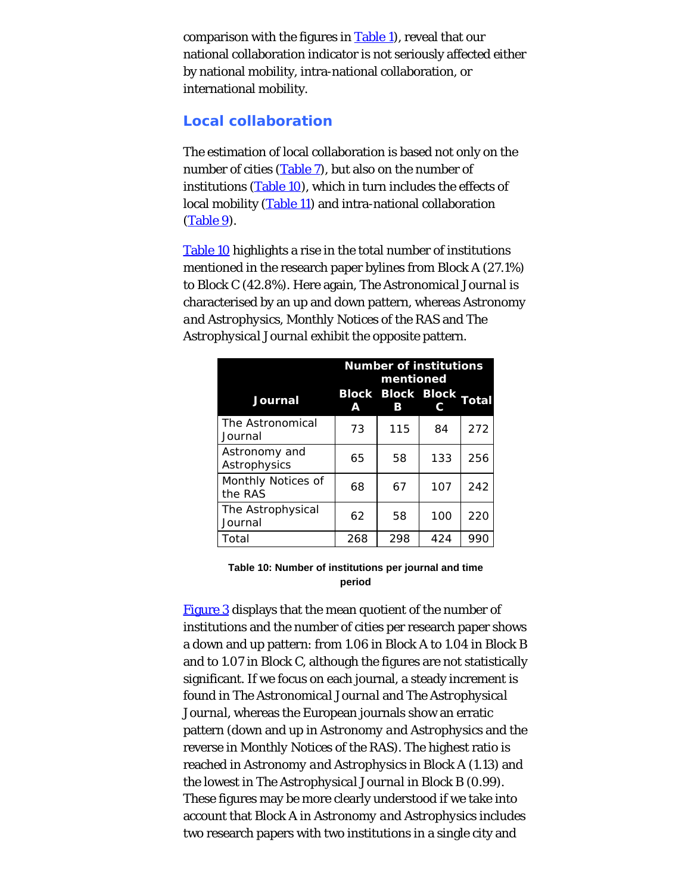comparison with the figures in Table 1), reveal that our national collaboration indicator is not seriously affected either by national mobility, intra-national collaboration, or international mobility.

### Local collaboration

The estimation of local collaboration is based not only on the number of cities (Table 7), but also on the number of institutions (Table 10), which in turn includes the effects of local mobility (Table 11) and intra-national collaboration (Table 9).

Table 10 highlights a rise in the total number of institutions mentioned in the research paper bylines from Block A (27.1%) to Block C (42.8%). Here again, *The Astronomical Journal* is characterised by an up and down pattern, whereas *Astronomy and Astrophysics*, *Monthly Notices of the RAS* and *The Astrophysical Journal* exhibit the opposite pattern.

| Journal | Number of institutions mentioned | | | |
|---|---|---|---|---|
| | Block A | Block B | Block C | Total |
| The Astronomical Journal | 73 | 115 | 84 | 272 |
| Astronomy and Astrophysics | 65 | 58 | 133 | 256 |
| Monthly Notices of the RAS | 68 | 67 | 107 | 242 |
| The Astrophysical Journal | 62 | 58 | 100 | 220 |
| Total | 268 | 298 | 424 | 990 |

**Table 10: Number of institutions per journal and time period**

Figure 3 displays that the mean quotient of the number of institutions and the number of cities per research paper shows a down and up pattern: from 1.06 in Block A to 1.04 in Block B and to 1.07 in Block C, although the figures are not statistically significant. If we focus on each journal, a steady increment is found in *The Astronomical Journal* and *The Astrophysical Journal*, whereas the European journals show an erratic pattern (down and up in *Astronomy and Astrophysics* and the reverse in *Monthly Notices of the RAS*). The highest ratio is reached in *Astronomy and Astrophysics* in Block A (1.13) and the lowest in *The Astrophysical Journal* in Block B (0.99). These figures may be more clearly understood if we take into account that Block A in *Astronomy and Astrophysics* includes two research papers with two institutions in a single city and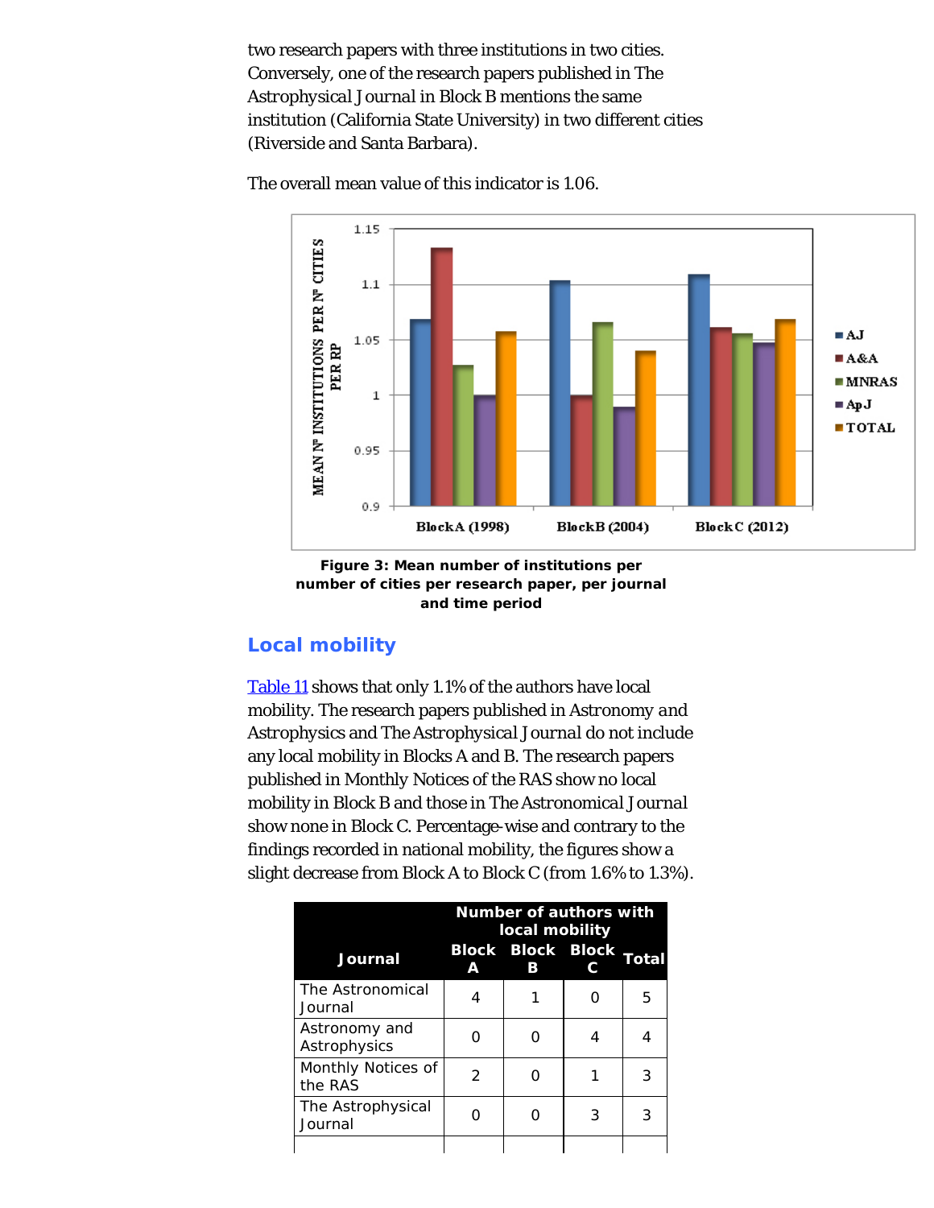two research papers with three institutions in two cities. Conversely, one of the research papers published in The Astrophysical Journal in Block B mentions the same institution (California State University) in two different cities (Riverside and Santa Barbara).

The overall mean value of this indicator is 1.06.

**Figure 3: Mean number of institutions per number of cities per research paper, per journal and time period**

## Local mobility

Table 11 shows that only 1.1% of the authors have local mobility. The research papers published in *Astronomy and Astrophysics* and *The Astrophysical Journal* do not include any local mobility in Blocks A and B. The research papers published in Monthly Notices of the RAS show no local mobility in Block B and those in *The Astronomical Journal* show none in Block C. Percentage-wise and contrary to the findings recorded in national mobility, the figures show a slight decrease from Block A to Block C (from 1.6% to 1.3%).

| Journal | Number of authors with local mobility | | | |
|---|---|---|---|---|
| | Block A | Block B | Block C | Total |
| The Astronomical Journal | 4 | 1 | 0 | 5 |
| Astronomy and Astrophysics | 0 | 0 | 4 | 4 |
| Monthly Notices of the RAS | 2 | 0 | 1 | 3 |
| The Astrophysical Journal | 0 | 0 | 3 | 3 |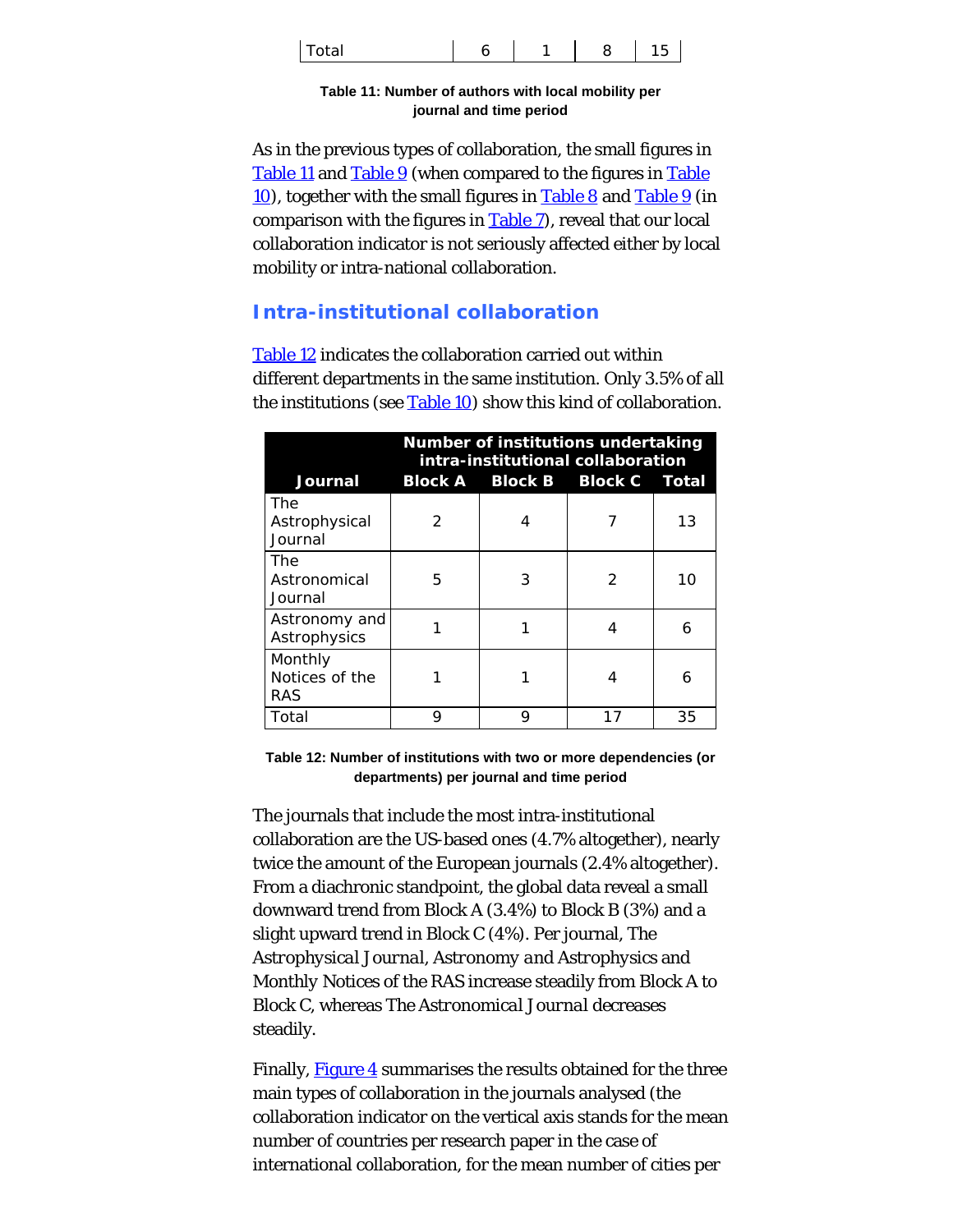| Total | 6 | 1 | 8 | 15 |
|---|---|---|---|---|

**Table 11: Number of authors with local mobility per journal and time period**

As in the previous types of collaboration, the small figures in Table 11 and Table 9 (when compared to the figures in Table 10), together with the small figures in Table 8 and Table 9 (in comparison with the figures in Table 7), reveal that our local collaboration indicator is not seriously affected either by local mobility or intra-national collaboration.

## Intra-institutional collaboration

Table 12 indicates the collaboration carried out within different departments in the same institution. Only 3.5% of all the institutions (see Table 10) show this kind of collaboration.

| Journal | Number of institutions undertaking intra-institutional collaboration | | | |
|---|---|---|---|---|
| | Block A | Block B | Block C | Total |
| The Astrophysical Journal | 2 | 4 | 7 | 13 |
| The Astronomical Journal | 5 | 3 | 2 | 10 |
| Astronomy and Astrophysics | 1 | 1 | 4 | 6 |
| Monthly Notices of the RAS | 1 | 1 | 4 | 6 |
| Total | 9 | 9 | 17 | 35 |

**Table 12: Number of institutions with two or more dependencies (or departments) per journal and time period**

The journals that include the most intra-institutional collaboration are the US-based ones (4.7% altogether), nearly twice the amount of the European journals (2.4% altogether). From a diachronic standpoint, the global data reveal a small downward trend from Block A (3.4%) to Block B (3%) and a slight upward trend in Block C (4%). Per journal, *The Astrophysical Journal*, *Astronomy and Astrophysics* and *Monthly Notices of the RAS* increase steadily from Block A to Block C, whereas *The Astronomical Journal* decreases steadily.

Finally, Figure 4 summarises the results obtained for the three main types of collaboration in the journals analysed (the collaboration indicator on the vertical axis stands for the mean number of countries per research paper in the case of international collaboration, for the mean number of cities per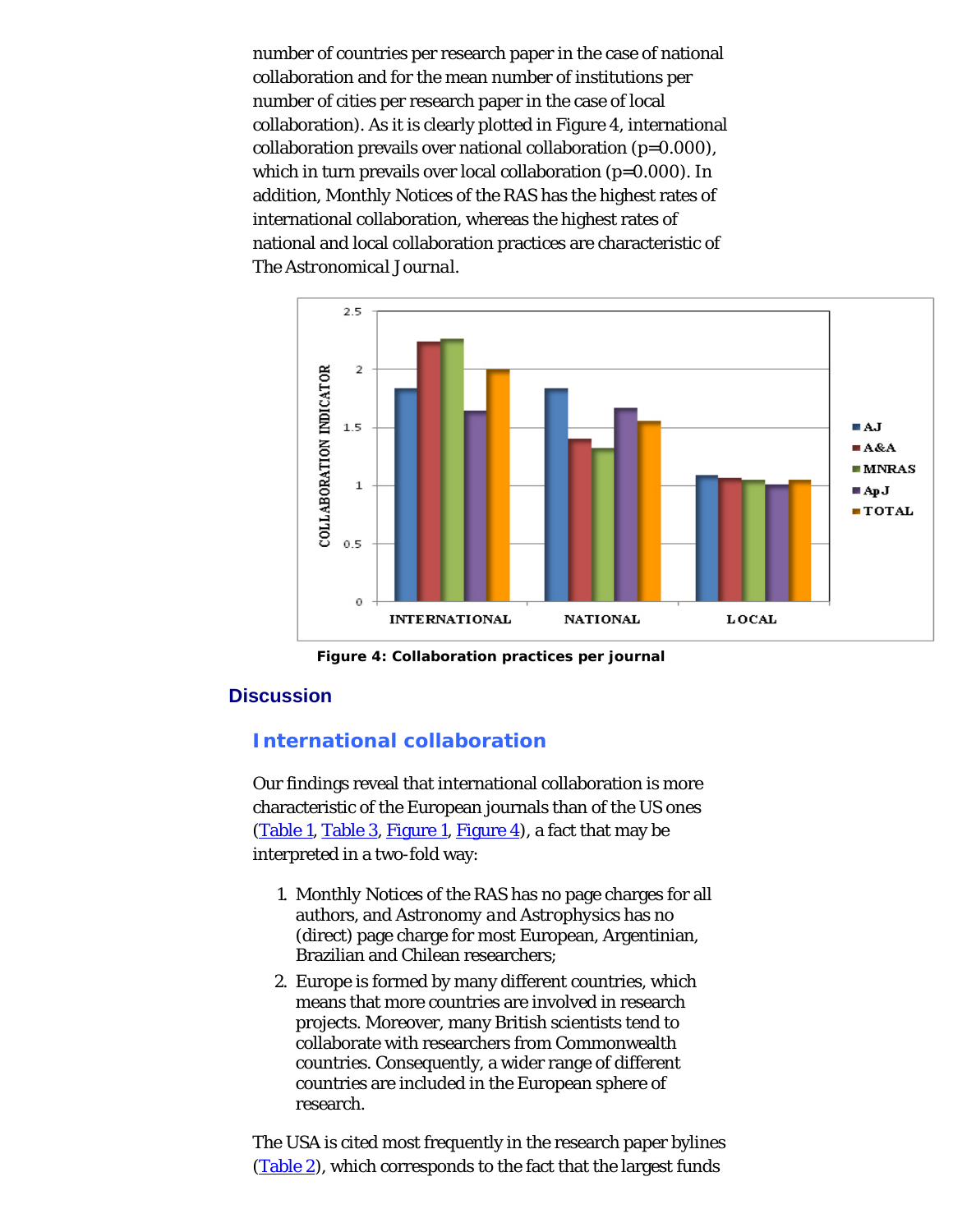number of countries per research paper in the case of national collaboration and for the mean number of institutions per number of cities per research paper in the case of local collaboration). As it is clearly plotted in Figure 4, international collaboration prevails over national collaboration (p=0.000), which in turn prevails over local collaboration (p=0.000). In addition, Monthly Notices of the RAS has the highest rates of international collaboration, whereas the highest rates of national and local collaboration practices are characteristic of The Astronomical Journal.

**Figure 4: Collaboration practices per journal**

## Discussion

### International collaboration

Our findings reveal that international collaboration is more characteristic of the European journals than of the US ones (Table 1, Table 3, Figure 1, Figure 4), a fact that may be interpreted in a two-fold way:

1. Monthly Notices of the RAS has no page charges for all authors, and Astronomy and Astrophysics has no (direct) page charge for most European, Argentinian, Brazilian and Chilean researchers;
2. Europe is formed by many different countries, which means that more countries are involved in research projects. Moreover, many British scientists tend to collaborate with researchers from Commonwealth countries. Consequently, a wider range of different countries are included in the European sphere of research.

The USA is cited most frequently in the research paper bylines (Table 2), which corresponds to the fact that the largest funds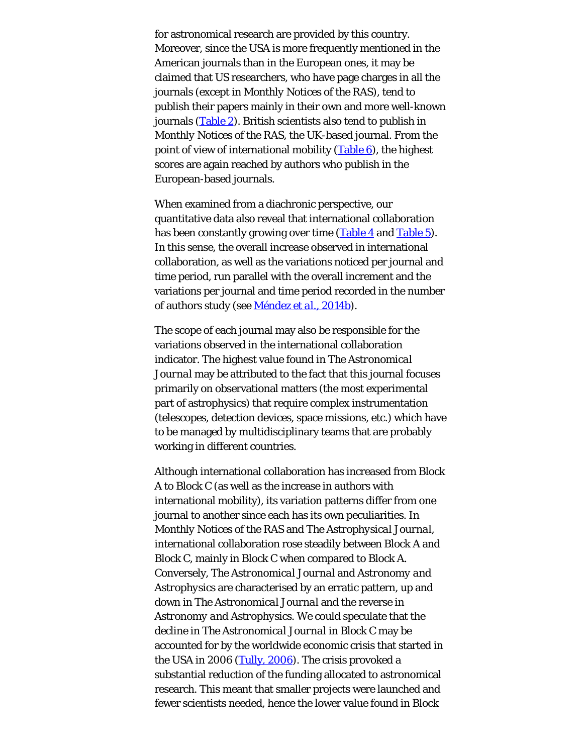for astronomical research are provided by this country. Moreover, since the USA is more frequently mentioned in the American journals than in the European ones, it may be claimed that US researchers, who have page charges in all the journals (except in Monthly Notices of the RAS), tend to publish their papers mainly in their own and more well-known journals (Table 2). British scientists also tend to publish in Monthly Notices of the RAS, the UK-based journal. From the point of view of international mobility (Table 6), the highest scores are again reached by authors who publish in the European-based journals.

When examined from a diachronic perspective, our quantitative data also reveal that international collaboration has been constantly growing over time (Table 4 and Table 5). In this sense, the overall increase observed in international collaboration, as well as the variations noticed per journal and time period, run parallel with the overall increment and the variations per journal and time period recorded in the number of authors study (see Méndez et al., 2014b).

The scope of each journal may also be responsible for the variations observed in the international collaboration indicator. The highest value found in *The Astronomical Journal* may be attributed to the fact that this journal focuses primarily on observational matters (the most experimental part of astrophysics) that require complex instrumentation (telescopes, detection devices, space missions, etc.) which have to be managed by multidisciplinary teams that are probably working in different countries.

Although international collaboration has increased from Block A to Block C (as well as the increase in authors with international mobility), its variation patterns differ from one journal to another since each has its own peculiarities. In Monthly Notices of the RAS and *The Astrophysical Journal*, international collaboration rose steadily between Block A and Block C, mainly in Block C when compared to Block A. Conversely, *The Astronomical Journal* and *Astronomy and Astrophysics* are characterised by an erratic pattern, up and down in *The Astronomical Journal* and the reverse in *Astronomy and Astrophysics*. We could speculate that the decline in *The Astronomical Journal* in Block C may be accounted for by the worldwide economic crisis that started in the USA in 2006 (Tully, 2006). The crisis provoked a substantial reduction of the funding allocated to astronomical research. This meant that smaller projects were launched and fewer scientists needed, hence the lower value found in Block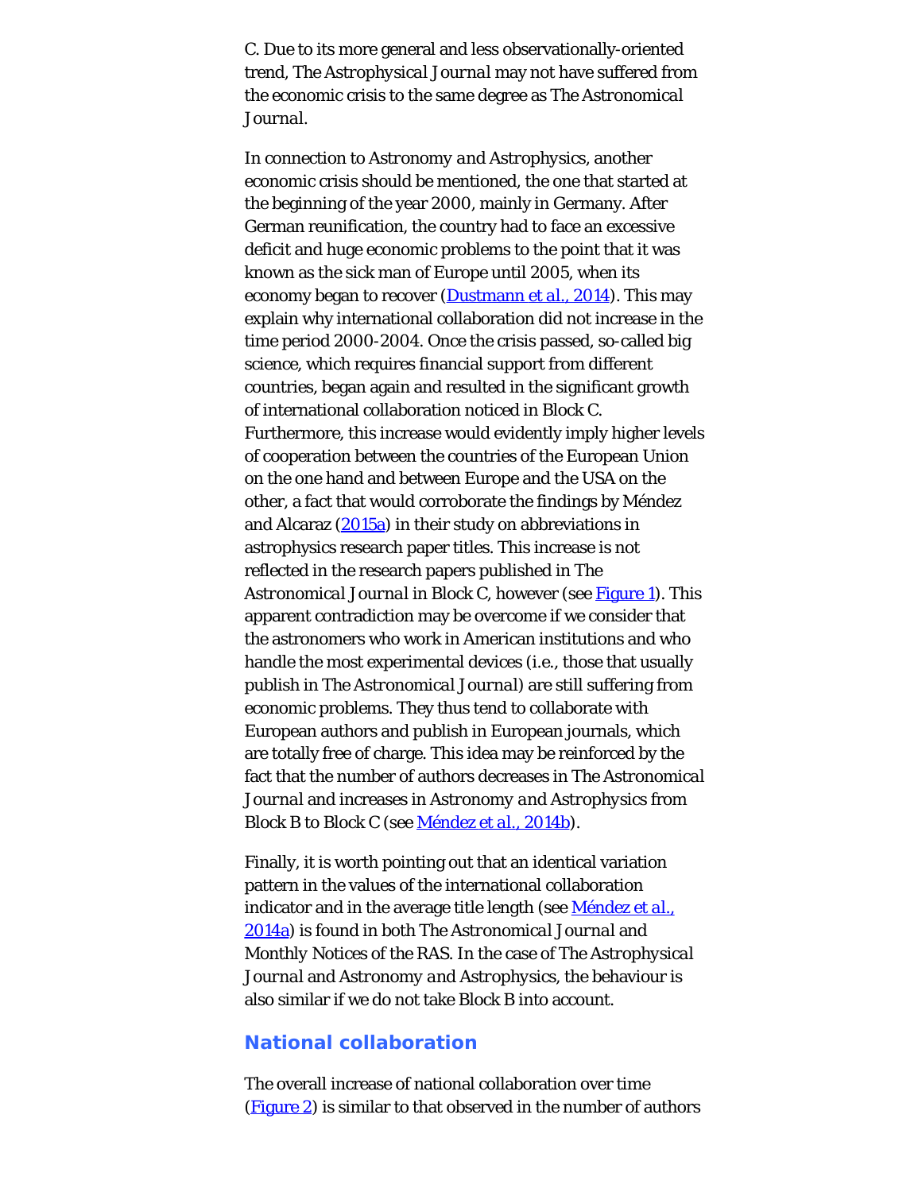C. Due to its more general and less observationally-oriented trend, *The Astrophysical Journal* may not have suffered from the economic crisis to the same degree as *The Astronomical Journal*.

In connection to *Astronomy and Astrophysics*, another economic crisis should be mentioned, the one that started at the beginning of the year 2000, mainly in Germany. After German reunification, the country had to face an excessive deficit and huge economic problems to the point that it was known as the sick man of Europe until 2005, when its economy began to recover (Dustmann et al., 2014). This may explain why international collaboration did not increase in the time period 2000-2004. Once the crisis passed, so-called big science, which requires financial support from different countries, began again and resulted in the significant growth of international collaboration noticed in Block C. Furthermore, this increase would evidently imply higher levels of cooperation between the countries of the European Union on the one hand and between Europe and the USA on the other, a fact that would corroborate the findings by Méndez and Alcaraz (2015a) in their study on abbreviations in astrophysics research paper titles. This increase is not reflected in the research papers published in *The Astronomical Journal* in Block C, however (see Figure 1). This apparent contradiction may be overcome if we consider that the astronomers who work in American institutions and who handle the most experimental devices (i.e., those that usually publish in *The Astronomical Journal*) are still suffering from economic problems. They thus tend to collaborate with European authors and publish in European journals, which are totally free of charge. This idea may be reinforced by the fact that the number of authors decreases in *The Astronomical Journal* and increases in *Astronomy and Astrophysics* from Block B to Block C (see Méndez et al., 2014b).

Finally, it is worth pointing out that an identical variation pattern in the values of the international collaboration indicator and in the average title length (see Méndez et al., 2014a) is found in both *The Astronomical Journal* and *Monthly Notices of the RAS*. In the case of *The Astrophysical Journal* and *Astronomy and Astrophysics*, the behaviour is also similar if we do not take Block B into account.

## National collaboration

The overall increase of national collaboration over time (Figure 2) is similar to that observed in the number of authors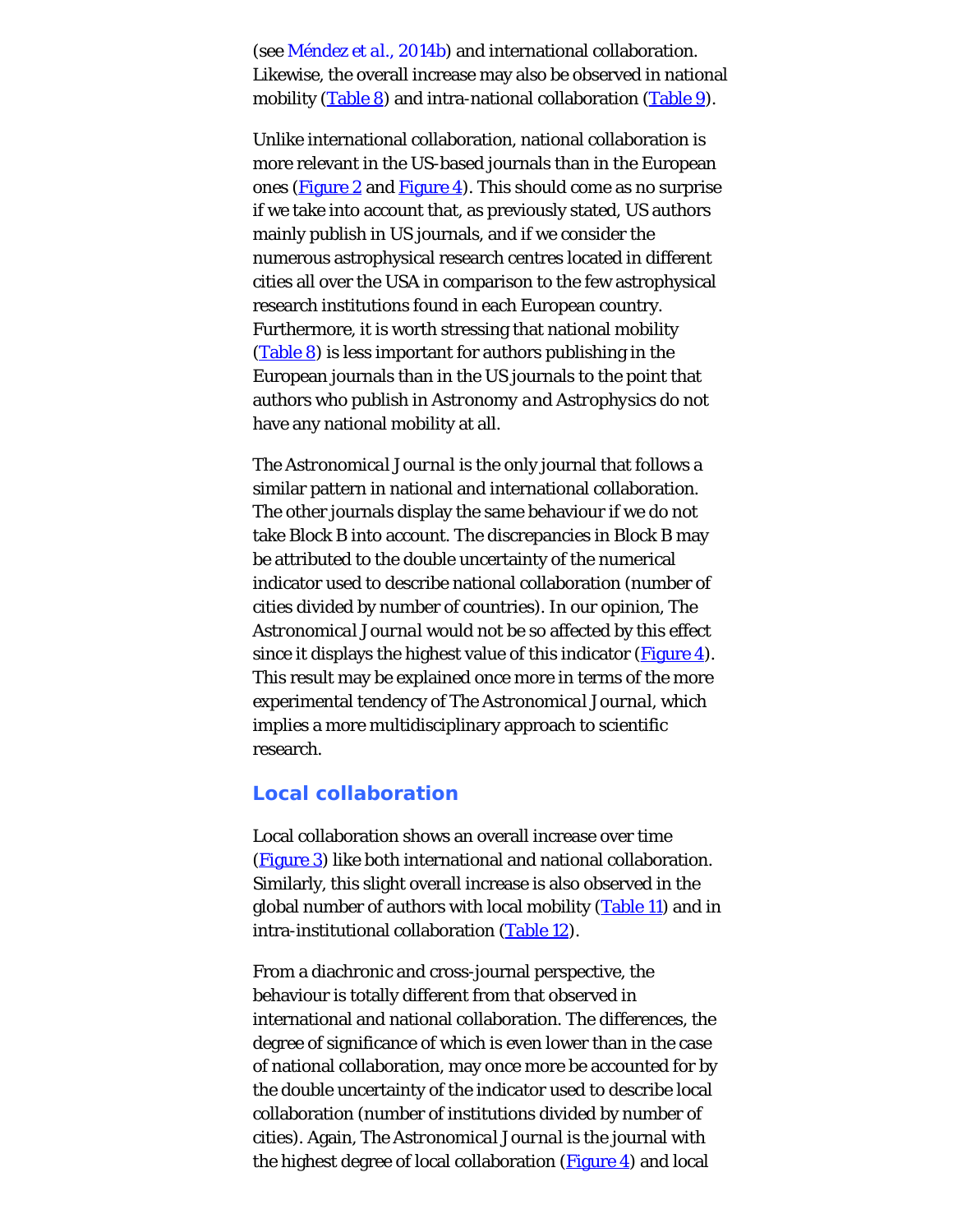(see Méndez et al., 2014b) and international collaboration. Likewise, the overall increase may also be observed in national mobility (Table 8) and intra-national collaboration (Table 9).

Unlike international collaboration, national collaboration is more relevant in the US-based journals than in the European ones (Figure 2 and Figure 4). This should come as no surprise if we take into account that, as previously stated, US authors mainly publish in US journals, and if we consider the numerous astrophysical research centres located in different cities all over the USA in comparison to the few astrophysical research institutions found in each European country. Furthermore, it is worth stressing that national mobility (Table 8) is less important for authors publishing in the European journals than in the US journals to the point that authors who publish in *Astronomy and Astrophysics* do not have any national mobility at all.

*The Astronomical Journal* is the only journal that follows a similar pattern in national and international collaboration. The other journals display the same behaviour if we do not take Block B into account. The discrepancies in Block B may be attributed to the double uncertainty of the numerical indicator used to describe national collaboration (number of cities divided by number of countries). In our opinion, *The Astronomical Journal* would not be so affected by this effect since it displays the highest value of this indicator (Figure 4). This result may be explained once more in terms of the more experimental tendency of *The Astronomical Journal*, which implies a more multidisciplinary approach to scientific research.

## Local collaboration

Local collaboration shows an overall increase over time (Figure 3) like both international and national collaboration. Similarly, this slight overall increase is also observed in the global number of authors with local mobility (Table 11) and in intra-institutional collaboration (Table 12).

From a diachronic and cross-journal perspective, the behaviour is totally different from that observed in international and national collaboration. The differences, the degree of significance of which is even lower than in the case of national collaboration, may once more be accounted for by the double uncertainty of the indicator used to describe local collaboration (number of institutions divided by number of cities). Again, *The Astronomical Journal* is the journal with the highest degree of local collaboration (Figure 4) and local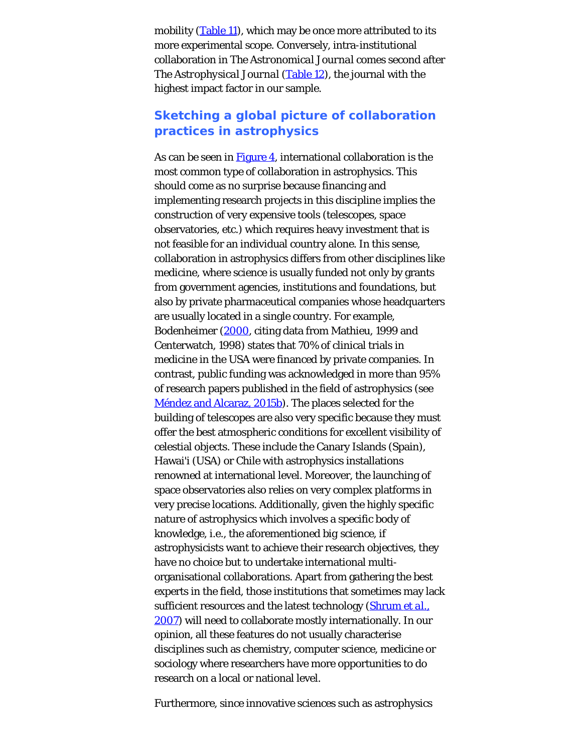mobility (Table 11), which may be once more attributed to its more experimental scope. Conversely, intra-institutional collaboration in *The Astronomical Journal* comes second after *The Astrophysical Journal* (Table 12), the journal with the highest impact factor in our sample.

## Sketching a global picture of collaboration practices in astrophysics

As can be seen in Figure 4, international collaboration is the most common type of collaboration in astrophysics. This should come as no surprise because financing and implementing research projects in this discipline implies the construction of very expensive tools (telescopes, space observatories, etc.) which requires heavy investment that is not feasible for an individual country alone. In this sense, collaboration in astrophysics differs from other disciplines like medicine, where science is usually funded not only by grants from government agencies, institutions and foundations, but also by private pharmaceutical companies whose headquarters are usually located in a single country. For example, Bodenheimer (2000, citing data from Mathieu, 1999 and Centerwatch, 1998) states that 70% of clinical trials in medicine in the USA were financed by private companies. In contrast, public funding was acknowledged in more than 95% of research papers published in the field of astrophysics (see Méndez and Alcaraz, 2015b). The places selected for the building of telescopes are also very specific because they must offer the best atmospheric conditions for excellent visibility of celestial objects. These include the Canary Islands (Spain), Hawai'i (USA) or Chile with astrophysics installations renowned at international level. Moreover, the launching of space observatories also relies on very complex platforms in very precise locations. Additionally, given the highly specific nature of astrophysics which involves a specific body of knowledge, i.e., the aforementioned big science, if astrophysicists want to achieve their research objectives, they have no choice but to undertake international multi-organisational collaborations. Apart from gathering the best experts in the field, those institutions that sometimes may lack sufficient resources and the latest technology (Shrum *et al.*, 2007) will need to collaborate mostly internationally. In our opinion, all these features do not usually characterise disciplines such as chemistry, computer science, medicine or sociology where researchers have more opportunities to do research on a local or national level.

Furthermore, since innovative sciences such as astrophysics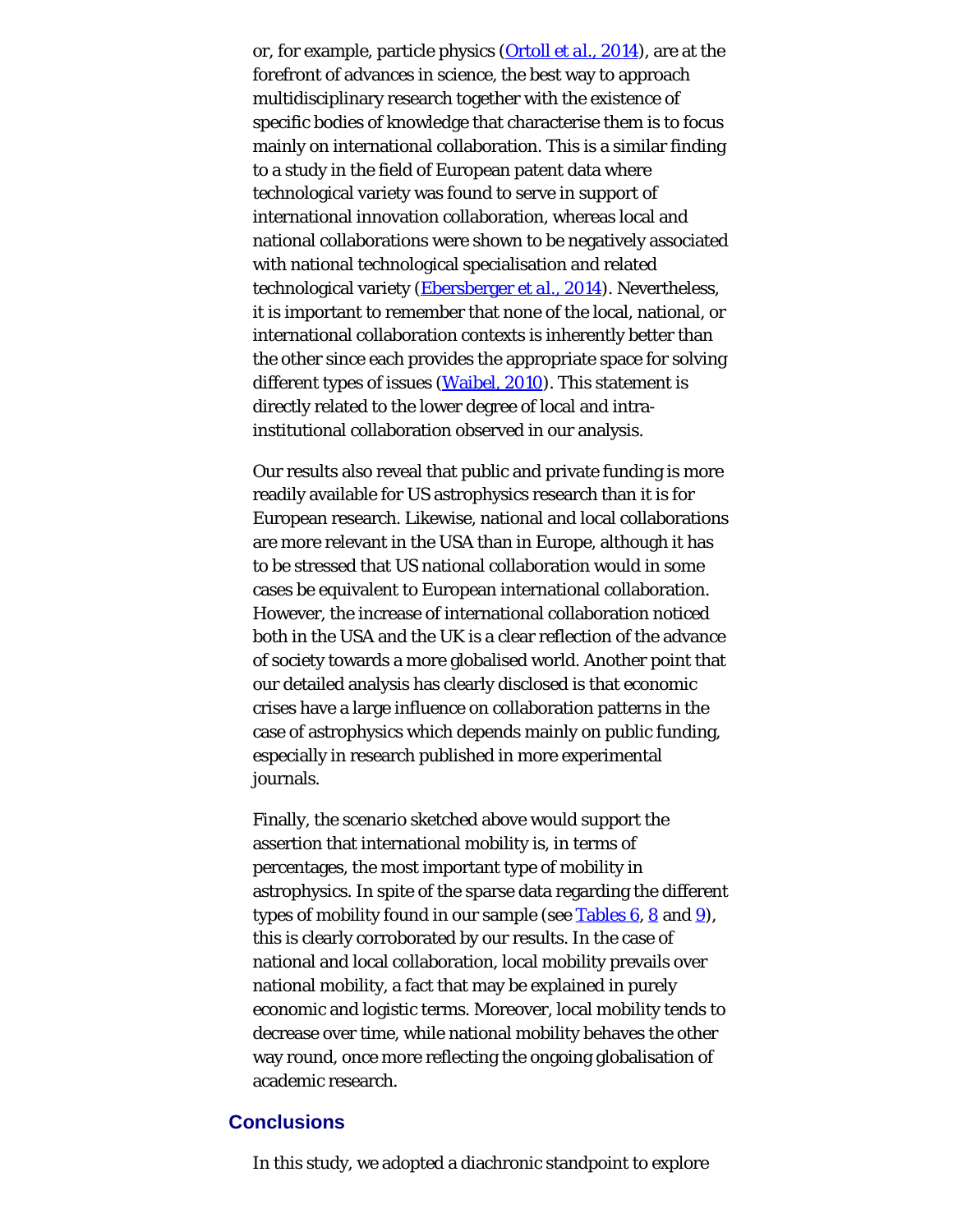or, for example, particle physics (Ortoll et al., 2014), are at the forefront of advances in science, the best way to approach multidisciplinary research together with the existence of specific bodies of knowledge that characterise them is to focus mainly on international collaboration. This is a similar finding to a study in the field of European patent data where technological variety was found to serve in support of international innovation collaboration, whereas local and national collaborations were shown to be negatively associated with national technological specialisation and related technological variety (Ebersberger et al., 2014). Nevertheless, it is important to remember that none of the local, national, or international collaboration contexts is inherently better than the other since each provides the appropriate space for solving different types of issues (Waibel, 2010). This statement is directly related to the lower degree of local and intra-institutional collaboration observed in our analysis.

Our results also reveal that public and private funding is more readily available for US astrophysics research than it is for European research. Likewise, national and local collaborations are more relevant in the USA than in Europe, although it has to be stressed that US national collaboration would in some cases be equivalent to European international collaboration. However, the increase of international collaboration noticed both in the USA and the UK is a clear reflection of the advance of society towards a more globalised world. Another point that our detailed analysis has clearly disclosed is that economic crises have a large influence on collaboration patterns in the case of astrophysics which depends mainly on public funding, especially in research published in more experimental journals.

Finally, the scenario sketched above would support the assertion that international mobility is, in terms of percentages, the most important type of mobility in astrophysics. In spite of the sparse data regarding the different types of mobility found in our sample (see Tables 6, 8 and 9), this is clearly corroborated by our results. In the case of national and local collaboration, local mobility prevails over national mobility, a fact that may be explained in purely economic and logistic terms. Moreover, local mobility tends to decrease over time, while national mobility behaves the other way round, once more reflecting the ongoing globalisation of academic research.

## Conclusions

In this study, we adopted a diachronic standpoint to explore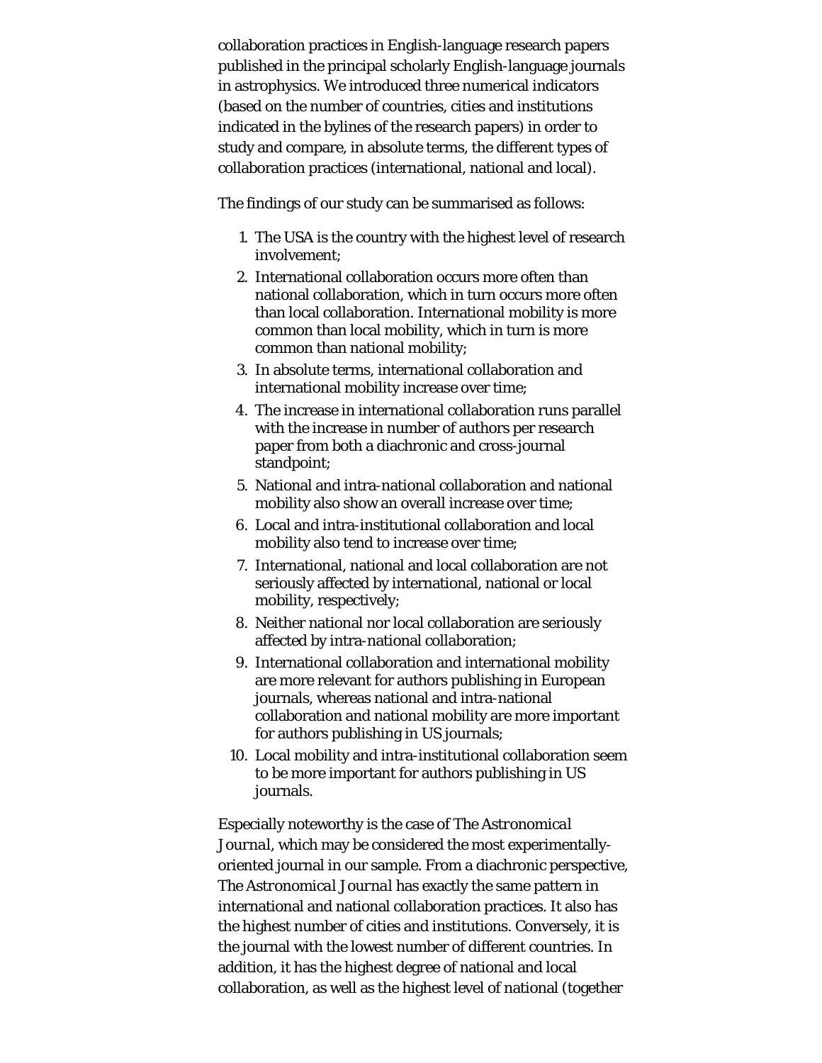collaboration practices in English-language research papers published in the principal scholarly English-language journals in astrophysics. We introduced three numerical indicators (based on the number of countries, cities and institutions indicated in the bylines of the research papers) in order to study and compare, in absolute terms, the different types of collaboration practices (international, national and local).

The findings of our study can be summarised as follows:

1. The USA is the country with the highest level of research involvement;
2. International collaboration occurs more often than national collaboration, which in turn occurs more often than local collaboration. International mobility is more common than local mobility, which in turn is more common than national mobility;
3. In absolute terms, international collaboration and international mobility increase over time;
4. The increase in international collaboration runs parallel with the increase in number of authors per research paper from both a diachronic and cross-journal standpoint;
5. National and intra-national collaboration and national mobility also show an overall increase over time;
6. Local and intra-institutional collaboration and local mobility also tend to increase over time;
7. International, national and local collaboration are not seriously affected by international, national or local mobility, respectively;
8. Neither national nor local collaboration are seriously affected by intra-national collaboration;
9. International collaboration and international mobility are more relevant for authors publishing in European journals, whereas national and intra-national collaboration and national mobility are more important for authors publishing in US journals;
10. Local mobility and intra-institutional collaboration seem to be more important for authors publishing in US journals.

Especially noteworthy is the case of *The Astronomical Journal*, which may be considered the most experimentally-oriented journal in our sample. From a diachronic perspective, *The Astronomical Journal* has exactly the same pattern in international and national collaboration practices. It also has the highest number of cities and institutions. Conversely, it is the journal with the lowest number of different countries. In addition, it has the highest degree of national and local collaboration, as well as the highest level of national (together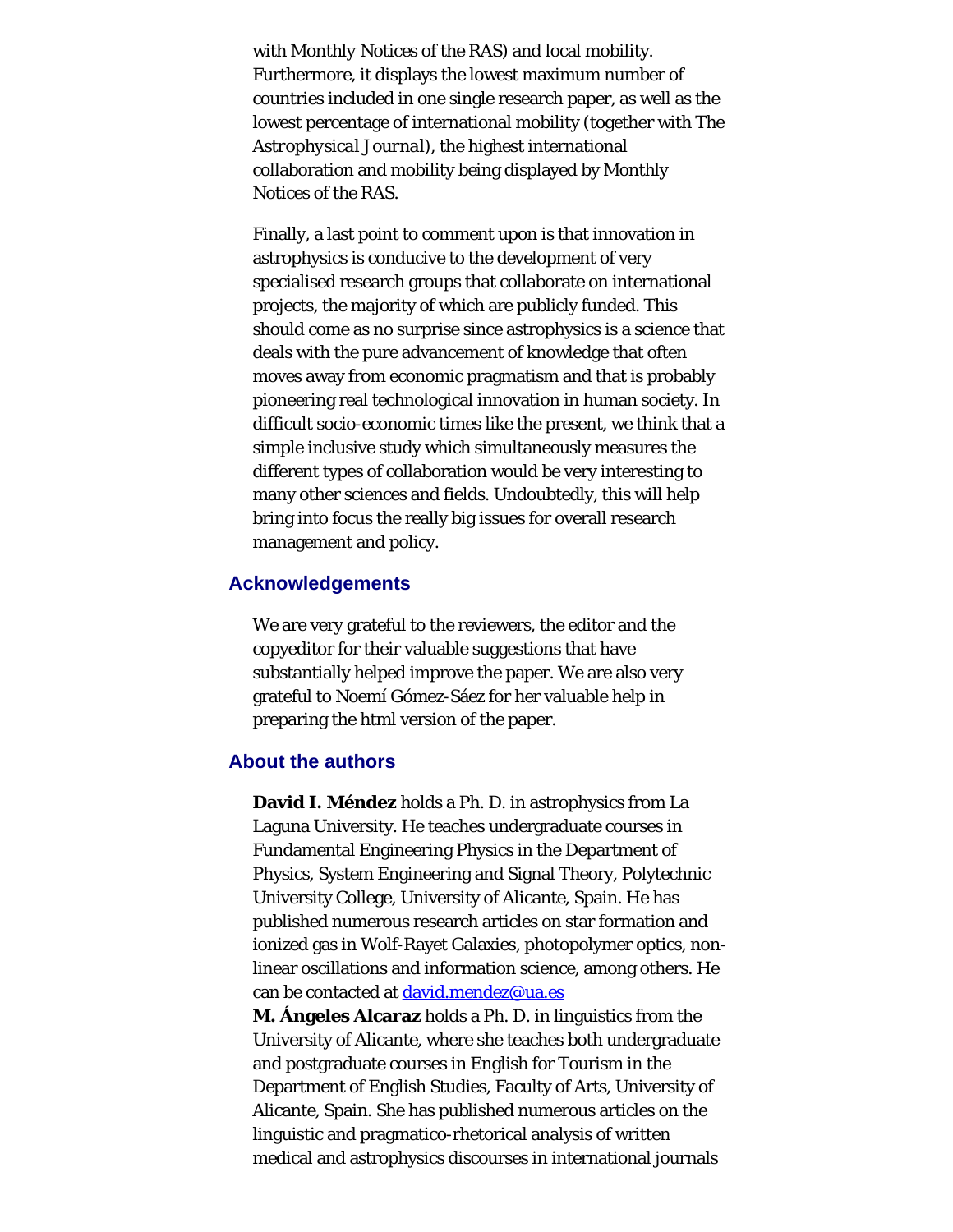with Monthly Notices of the RAS) and local mobility. Furthermore, it displays the lowest maximum number of countries included in one single research paper, as well as the lowest percentage of international mobility (together with The *Astrophysical Journal*), the highest international collaboration and mobility being displayed by Monthly Notices of the RAS.

Finally, a last point to comment upon is that innovation in astrophysics is conducive to the development of very specialised research groups that collaborate on international projects, the majority of which are publicly funded. This should come as no surprise since astrophysics is a science that deals with the pure advancement of knowledge that often moves away from economic pragmatism and that is probably pioneering real technological innovation in human society. In difficult socio-economic times like the present, we think that a simple inclusive study which simultaneously measures the different types of collaboration would be very interesting to many other sciences and fields. Undoubtedly, this will help bring into focus the really big issues for overall research management and policy.

## Acknowledgements

We are very grateful to the reviewers, the editor and the copyeditor for their valuable suggestions that have substantially helped improve the paper. We are also very grateful to Noemí Gómez-Sáez for her valuable help in preparing the html version of the paper.

## About the authors

**David I. Méndez** holds a Ph. D. in astrophysics from La Laguna University. He teaches undergraduate courses in Fundamental Engineering Physics in the Department of Physics, System Engineering and Signal Theory, Polytechnic University College, University of Alicante, Spain. He has published numerous research articles on star formation and ionized gas in Wolf-Rayet Galaxies, photopolymer optics, non-linear oscillations and information science, among others. He can be contacted at david.mendez@ua.es
**M. Ángeles Alcaraz** holds a Ph. D. in linguistics from the University of Alicante, where she teaches both undergraduate and postgraduate courses in English for Tourism in the Department of English Studies, Faculty of Arts, University of Alicante, Spain. She has published numerous articles on the linguistic and pragmatico-rhetorical analysis of written medical and astrophysics discourses in international journals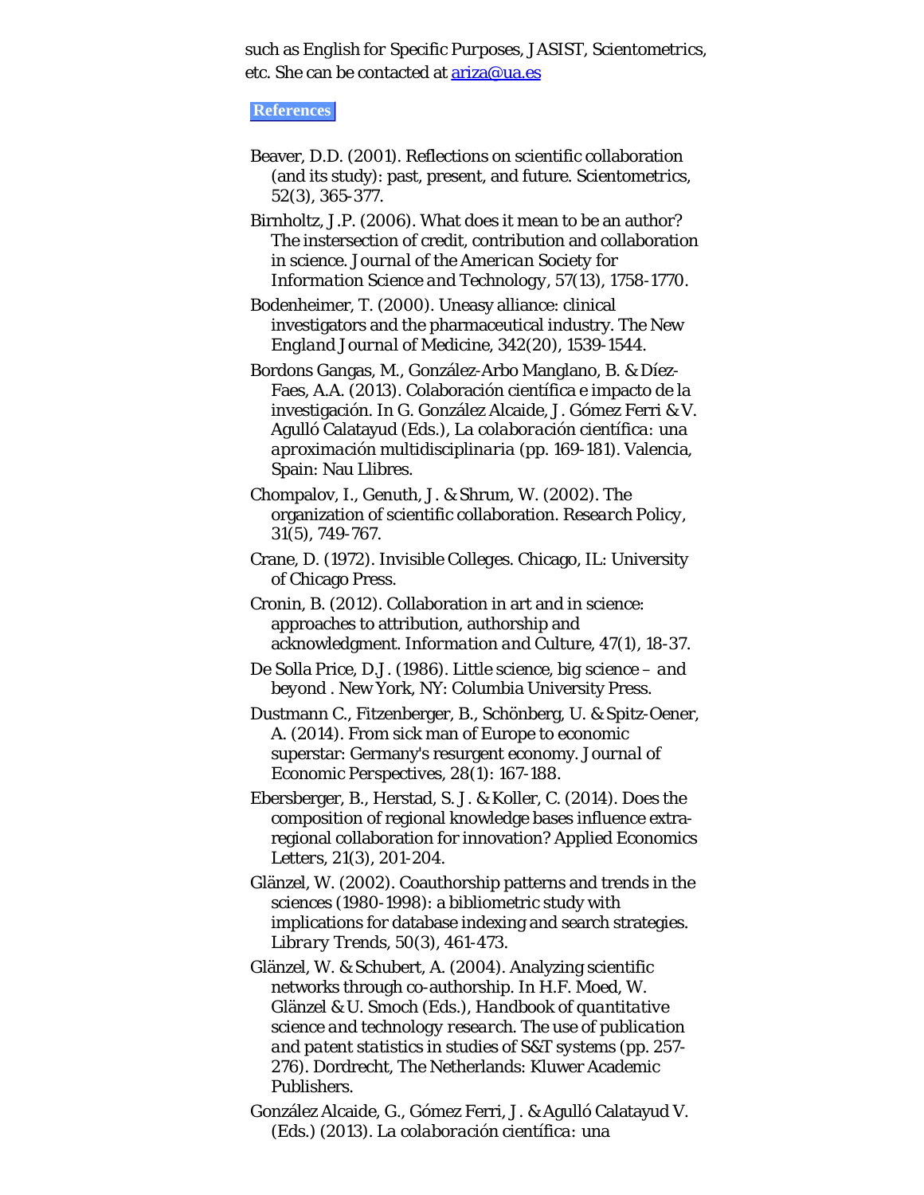such as English for Specific Purposes, JASIST, Scientometrics, etc. She can be contacted at ariza@ua.es

## References

Beaver, D.D. (2001). Reflections on scientific collaboration (and its study): past, present, and future. Scientometrics, 52(3), 365-377.

Birnholtz, J.P. (2006). What does it mean to be an author? The intersection of credit, contribution and collaboration in science. *Journal of the American Society for Information Science and Technology*, 57(13), 1758-1770.

Bodenheimer, T. (2000). Uneasy alliance: clinical investigators and the pharmaceutical industry. The New England Journal of Medicine, 342(20), 1539-1544.

Bordons Gangas, M., González-Arbo Manglano, B. & Díez-Faes, A.A. (2013). Colaboración científica e impacto de la investigación. In G. González Alcaide, J. Gómez Ferri & V. Agulló Calatayud (Eds.), *La colaboración científica: una aproximación multidisciplinaria* (pp. 169-181). Valencia, Spain: Nau Llibres.

Chompalov, I., Genuth, J. & Shrum, W. (2002). The organization of scientific collaboration. *Research Policy*, 31(5), 749-767.

Crane, D. (1972). Invisible Colleges. Chicago, IL: University of Chicago Press.

Cronin, B. (2012). Collaboration in art and in science: approaches to attribution, authorship and acknowledgment. *Information and Culture*, 47(1), 18-37.

De Solla Price, D.J. (1986). Little science, big science – *and beyond* . New York, NY: Columbia University Press.

Dustmann C., Fitzenberger, B., Schönberg, U. & Spitz-Oener, A. (2014). From sick man of Europe to economic superstar: Germany's resurgent economy. *Journal of Economic Perspectives*, 28(1): 167-188.

Ebersberger, B., Herstad, S. J. & Koller, C. (2014). Does the composition of regional knowledge bases influence extra-regional collaboration for innovation? Applied Economics Letters, 21(3), 201-204.

Glänzel, W. (2002). Coauthorship patterns and trends in the sciences (1980-1998): a bibliometric study with implications for database indexing and search strategies. *Library Trends*, 50(3), 461-473.

Glänzel, W. & Schubert, A. (2004). Analyzing scientific networks through co-authorship. In H.F. Moed, W. Glänzel & U. Smoch (Eds.), *Handbook of quantitative science and technology research. The use of publication and patent statistics in studies of S&T systems* (pp. 257-276). Dordrecht, The Netherlands: Kluwer Academic Publishers.

González Alcaide, G., Gómez Ferri, J. & Agulló Calatayud V. (Eds.) (2013). *La colaboración científica: una*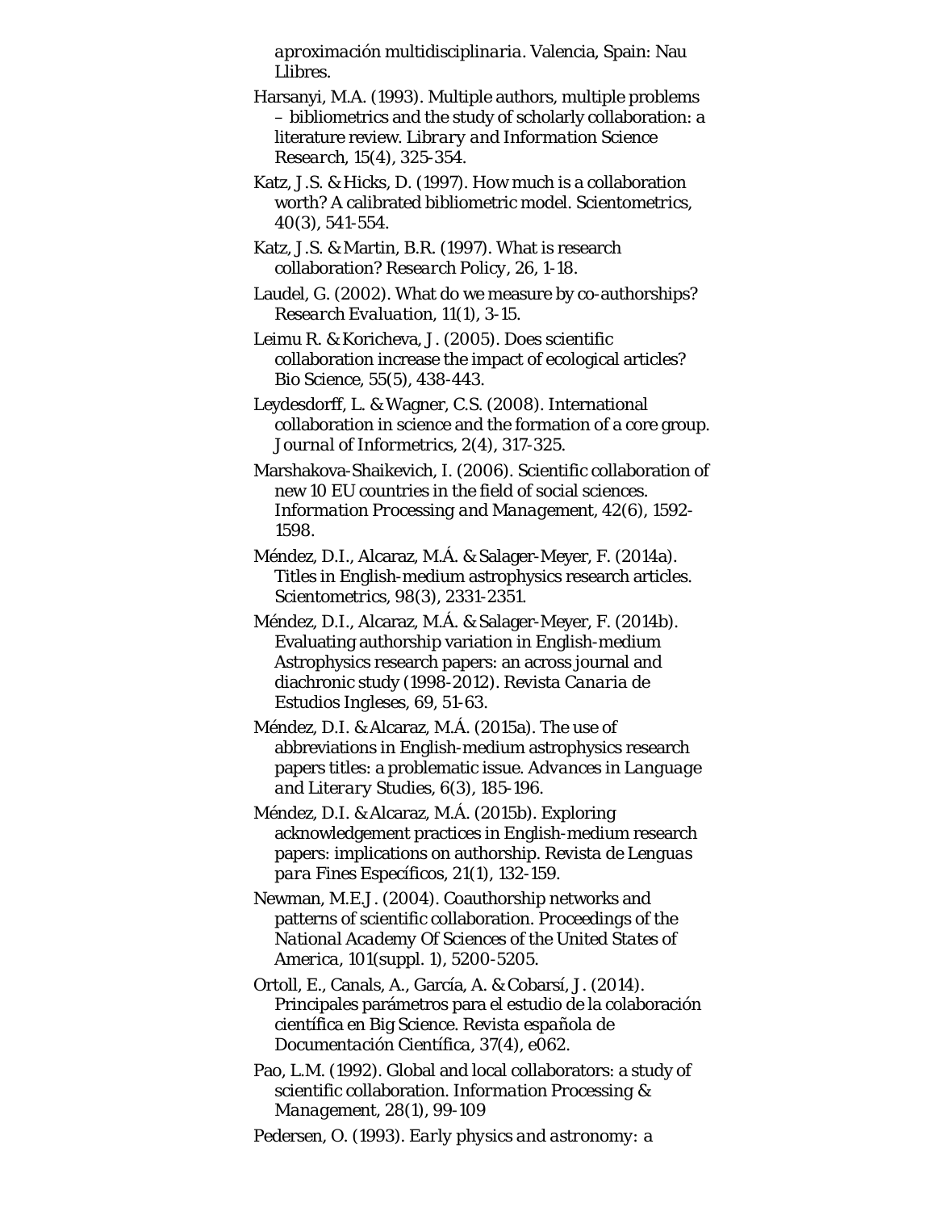*aproximación multidisciplinaria*. Valencia, Spain: Nau Llibres.

Harsanyi, M.A. (1993). Multiple authors, multiple problems – bibliometrics and the study of scholarly collaboration: a literature review. *Library and Information Science Research*, 15(4), 325-354.

Katz, J.S. & Hicks, D. (1997). How much is a collaboration worth? A calibrated bibliometric model. Scientometrics, 40(3), 541-554.

Katz, J.S. & Martin, B.R. (1997). What is research collaboration? *Research Policy*, 26, 1-18.

Laudel, G. (2002). What do we measure by co-authorships? *Research Evaluation*, 11(1), 3-15.

Leimu R. & Koricheva, J. (2005). Does scientific collaboration increase the impact of ecological articles? Bio Science, 55(5), 438-443.

Leydesdorff, L. & Wagner, C.S. (2008). International collaboration in science and the formation of a core group. *Journal of Informetrics*, 2(4), 317-325.

Marshakova-Shaikevich, I. (2006). Scientific collaboration of new 10 EU countries in the field of social sciences. *Information Processing and Management*, 42(6), 1592-1598.

Méndez, D.I., Alcaraz, M.Á. & Salager-Meyer, F. (2014a). Titles in English-medium astrophysics research articles. Scientometrics, 98(3), 2331-2351.

Méndez, D.I., Alcaraz, M.Á. & Salager-Meyer, F. (2014b). Evaluating authorship variation in English-medium Astrophysics research papers: an across journal and diachronic study (1998-2012). *Revista Canaria de Estudios Ingleses*, 69, 51-63.

Méndez, D.I. & Alcaraz, M.Á. (2015a). The use of abbreviations in English-medium astrophysics research papers titles: a problematic issue. *Advances in Language and Literary Studies*, 6(3), 185-196.

Méndez, D.I. & Alcaraz, M.Á. (2015b). Exploring acknowledgement practices in English-medium research papers: implications on authorship. *Revista de Lenguas para Fines Específicos*, 21(1), 132-159.

Newman, M.E.J. (2004). Coauthorship networks and patterns of scientific collaboration. *Proceedings of the National Academy Of Sciences of the United States of America*, 101(suppl. 1), 5200-5205.

Ortoll, E., Canals, A., García, A. & Cobarsí, J. (2014). Principales parámetros para el estudio de la colaboración científica en Big Science. Revista española de *Documentación Científica*, 37(4), e062.

Pao, L.M. (1992). Global and local collaborators: a study of scientific collaboration. *Information Processing & Management*, 28(1), 99-109

Pedersen, O. (1993). *Early physics and astronomy: a*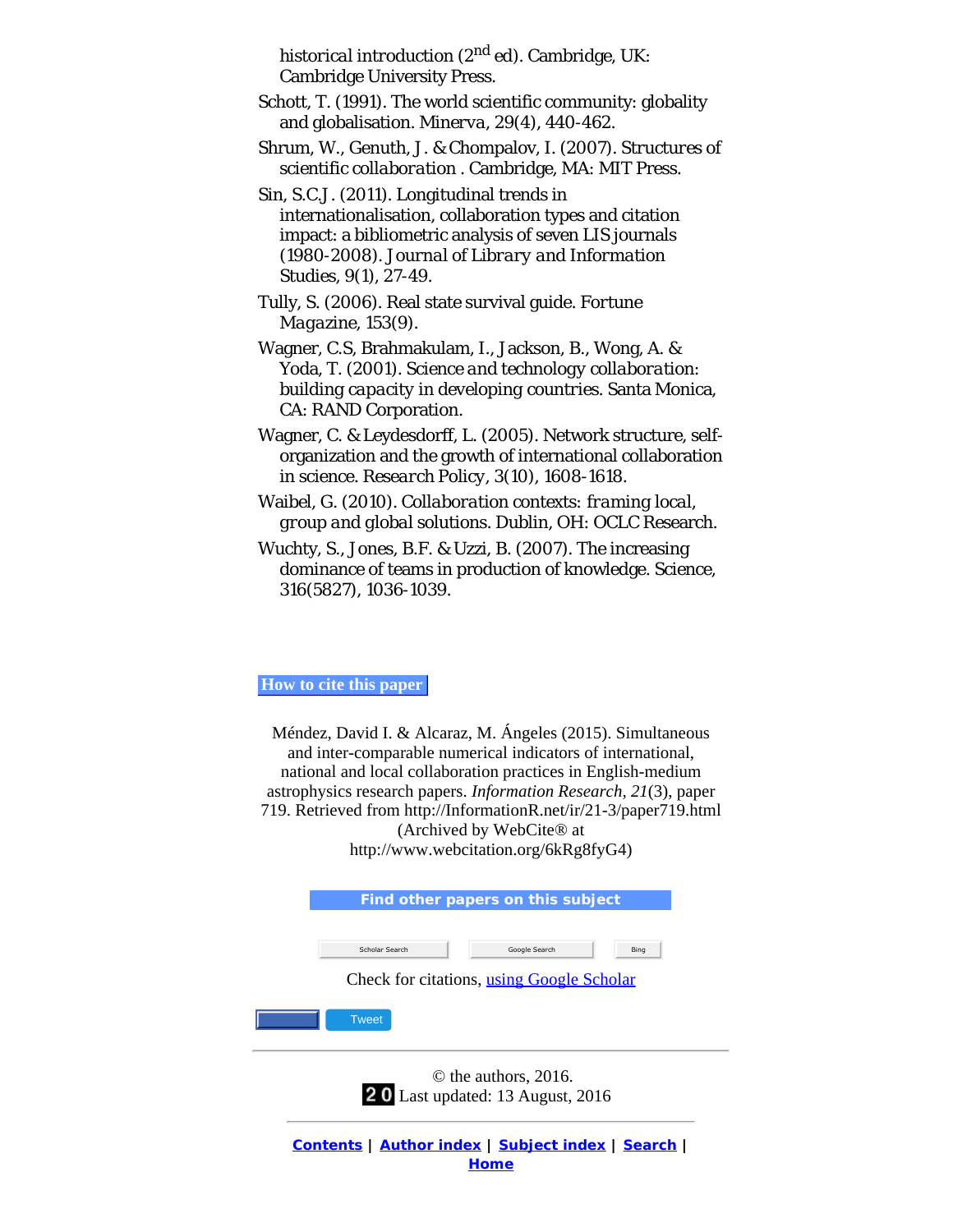historical introduction (2nd ed). Cambridge, UK: Cambridge University Press.

Schott, T. (1991). The world scientific community: globality and globalisation. *Minerva*, 29(4), 440-462.

Shrum, W., Genuth, J. & Chompalov, I. (2007). *Structures of scientific collaboration* . Cambridge, MA: MIT Press.

Sin, S.C.J. (2011). Longitudinal trends in internationalisation, collaboration types and citation impact: a bibliometric analysis of seven LIS journals (1980-2008). *Journal of Library and Information Studies*, 9(1), 27-49.

Tully, S. (2006). Real state survival guide. *Fortune Magazine*, 153(9).

Wagner, C.S, Brahmakulam, I., Jackson, B., Wong, A. & Yoda, T. (2001). *Science and technology collaboration: building capacity in developing countries*. Santa Monica, CA: RAND Corporation.

Wagner, C. & Leydesdorff, L. (2005). Network structure, self-organization and the growth of international collaboration in science. *Research Policy*, 3(10), 1608-1618.

Waibel, G. (2010). *Collaboration contexts: framing local, group and global solutions*. Dublin, OH: OCLC Research.

Wuchty, S., Jones, B.F. & Uzzi, B. (2007). The increasing dominance of teams in production of knowledge. *Science*, 316(5827), 1036-1039.

## How to cite this paper

Méndez, David I. & Alcaraz, M. Ángeles (2015). Simultaneous and inter-comparable numerical indicators of international, national and local collaboration practices in English-medium astrophysics research papers. *Information Research*, *21*(3), paper 719. Retrieved from http://InformationR.net/ir/21-3/paper719.html (Archived by WebCite® at http://www.webcitation.org/6kRg8fyG4)

**Find other papers on this subject**

Scholar Search | Google Search | Bing

Check for citations, using Google Scholar

Tweet

© the authors, 2016.
Last updated: 13 August, 2016

**Contents** | **Author index** | **Subject index** | **Search** | **Home**